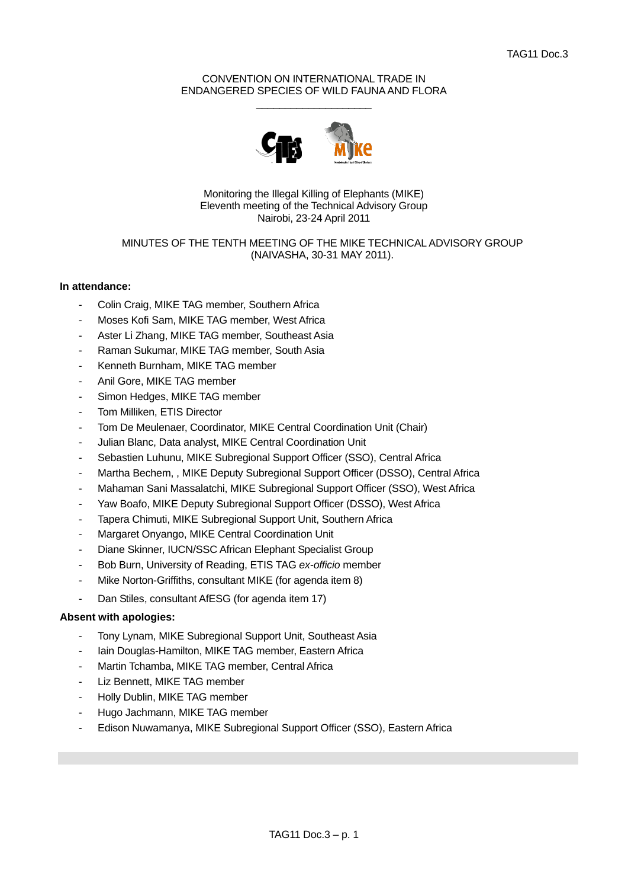TAG11 Doc.3

CONVENTION ON INTERNATIONAL TRADE IN
ENDANGERED SPECIES OF WILD FAUNA AND FLORA

\_\_\_\_\_\_\_\_\_\_\_\_\_\_\_\_\_\_\_\_

Monitoring the Illegal Killing of Elephants (MIKE)
Eleventh meeting of the Technical Advisory Group
Nairobi, 23-24 April 2011

MINUTES OF THE TENTH MEETING OF THE MIKE TECHNICAL ADVISORY GROUP
(NAIVASHA, 30-31 MAY 2011).

**In attendance:**

- Colin Craig, MIKE TAG member, Southern Africa
- Moses Kofi Sam, MIKE TAG member, West Africa
- Aster Li Zhang, MIKE TAG member, Southeast Asia
- Raman Sukumar, MIKE TAG member, South Asia
- Kenneth Burnham, MIKE TAG member
- Anil Gore, MIKE TAG member
- Simon Hedges, MIKE TAG member
- Tom Milliken, ETIS Director
- Tom De Meulenaer, Coordinator, MIKE Central Coordination Unit (Chair)
- Julian Blanc, Data analyst, MIKE Central Coordination Unit
- Sebastien Luhunu, MIKE Subregional Support Officer (SSO), Central Africa
- Martha Bechem, , MIKE Deputy Subregional Support Officer (DSSO), Central Africa
- Mahaman Sani Massalatchi, MIKE Subregional Support Officer (SSO), West Africa
- Yaw Boafo, MIKE Deputy Subregional Support Officer (DSSO), West Africa
- Tapera Chimuti, MIKE Subregional Support Unit, Southern Africa
- Margaret Onyango, MIKE Central Coordination Unit
- Diane Skinner, IUCN/SSC African Elephant Specialist Group
- Bob Burn, University of Reading, ETIS TAG *ex-officio* member
- Mike Norton-Griffiths, consultant MIKE (for agenda item 8)
- Dan Stiles, consultant AfESG (for agenda item 17)

**Absent with apologies:**

- Tony Lynam, MIKE Subregional Support Unit, Southeast Asia
- Iain Douglas-Hamilton, MIKE TAG member, Eastern Africa
- Martin Tchamba, MIKE TAG member, Central Africa
- Liz Bennett, MIKE TAG member
- Holly Dublin, MIKE TAG member
- Hugo Jachmann, MIKE TAG member
- Edison Nuwamanya, MIKE Subregional Support Officer (SSO), Eastern Africa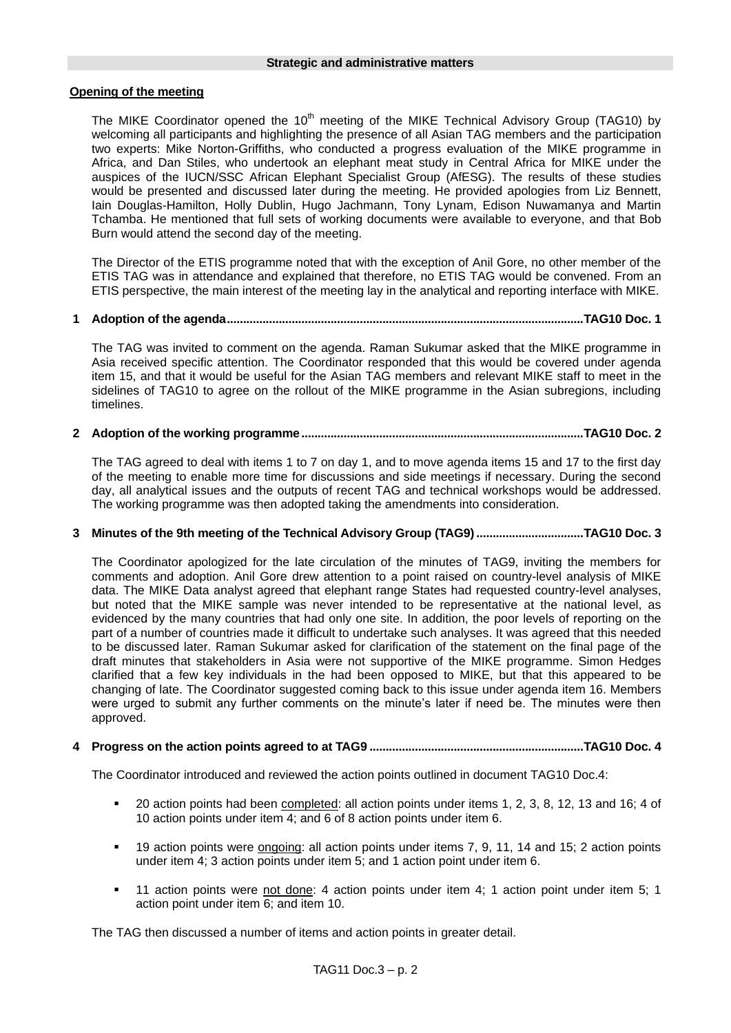**Strategic and administrative matters**

**Opening of the meeting**

The MIKE Coordinator opened the 10th meeting of the MIKE Technical Advisory Group (TAG10) by welcoming all participants and highlighting the presence of all Asian TAG members and the participation two experts: Mike Norton-Griffiths, who conducted a progress evaluation of the MIKE programme in Africa, and Dan Stiles, who undertook an elephant meat study in Central Africa for MIKE under the auspices of the IUCN/SSC African Elephant Specialist Group (AfESG). The results of these studies would be presented and discussed later during the meeting. He provided apologies from Liz Bennett, Iain Douglas-Hamilton, Holly Dublin, Hugo Jachmann, Tony Lynam, Edison Nuwamanya and Martin Tchamba. He mentioned that full sets of working documents were available to everyone, and that Bob Burn would attend the second day of the meeting.

The Director of the ETIS programme noted that with the exception of Anil Gore, no other member of the ETIS TAG was in attendance and explained that therefore, no ETIS TAG would be convened. From an ETIS perspective, the main interest of the meeting lay in the analytical and reporting interface with MIKE.

**1 Adoption of the agenda..........................................................................................................TAG10 Doc. 1**

The TAG was invited to comment on the agenda. Raman Sukumar asked that the MIKE programme in Asia received specific attention. The Coordinator responded that this would be covered under agenda item 15, and that it would be useful for the Asian TAG members and relevant MIKE staff to meet in the sidelines of TAG10 to agree on the rollout of the MIKE programme in the Asian subregions, including timelines.

**2 Adoption of the working programme....................................................................................TAG10 Doc. 2**

The TAG agreed to deal with items 1 to 7 on day 1, and to move agenda items 15 and 17 to the first day of the meeting to enable more time for discussions and side meetings if necessary. During the second day, all analytical issues and the outputs of recent TAG and technical workshops would be addressed. The working programme was then adopted taking the amendments into consideration.

**3 Minutes of the 9th meeting of the Technical Advisory Group (TAG9)................................TAG10 Doc. 3**

The Coordinator apologized for the late circulation of the minutes of TAG9, inviting the members for comments and adoption. Anil Gore drew attention to a point raised on country-level analysis of MIKE data. The MIKE Data analyst agreed that elephant range States had requested country-level analyses, but noted that the MIKE sample was never intended to be representative at the national level, as evidenced by the many countries that had only one site. In addition, the poor levels of reporting on the part of a number of countries made it difficult to undertake such analyses. It was agreed that this needed to be discussed later. Raman Sukumar asked for clarification of the statement on the final page of the draft minutes that stakeholders in Asia were not supportive of the MIKE programme. Simon Hedges clarified that a few key individuals in the had been opposed to MIKE, but that this appeared to be changing of late. The Coordinator suggested coming back to this issue under agenda item 16. Members were urged to submit any further comments on the minute's later if need be. The minutes were then approved.

**4 Progress on the action points agreed to at TAG9................................................................TAG10 Doc. 4**

The Coordinator introduced and reviewed the action points outlined in document TAG10 Doc.4:

- 20 action points had been completed: all action points under items 1, 2, 3, 8, 12, 13 and 16; 4 of 10 action points under item 4; and 6 of 8 action points under item 6.
- 19 action points were ongoing: all action points under items 7, 9, 11, 14 and 15; 2 action points under item 4; 3 action points under item 5; and 1 action point under item 6.
- 11 action points were not done: 4 action points under item 4; 1 action point under item 5; 1 action point under item 6; and item 10.

The TAG then discussed a number of items and action points in greater detail.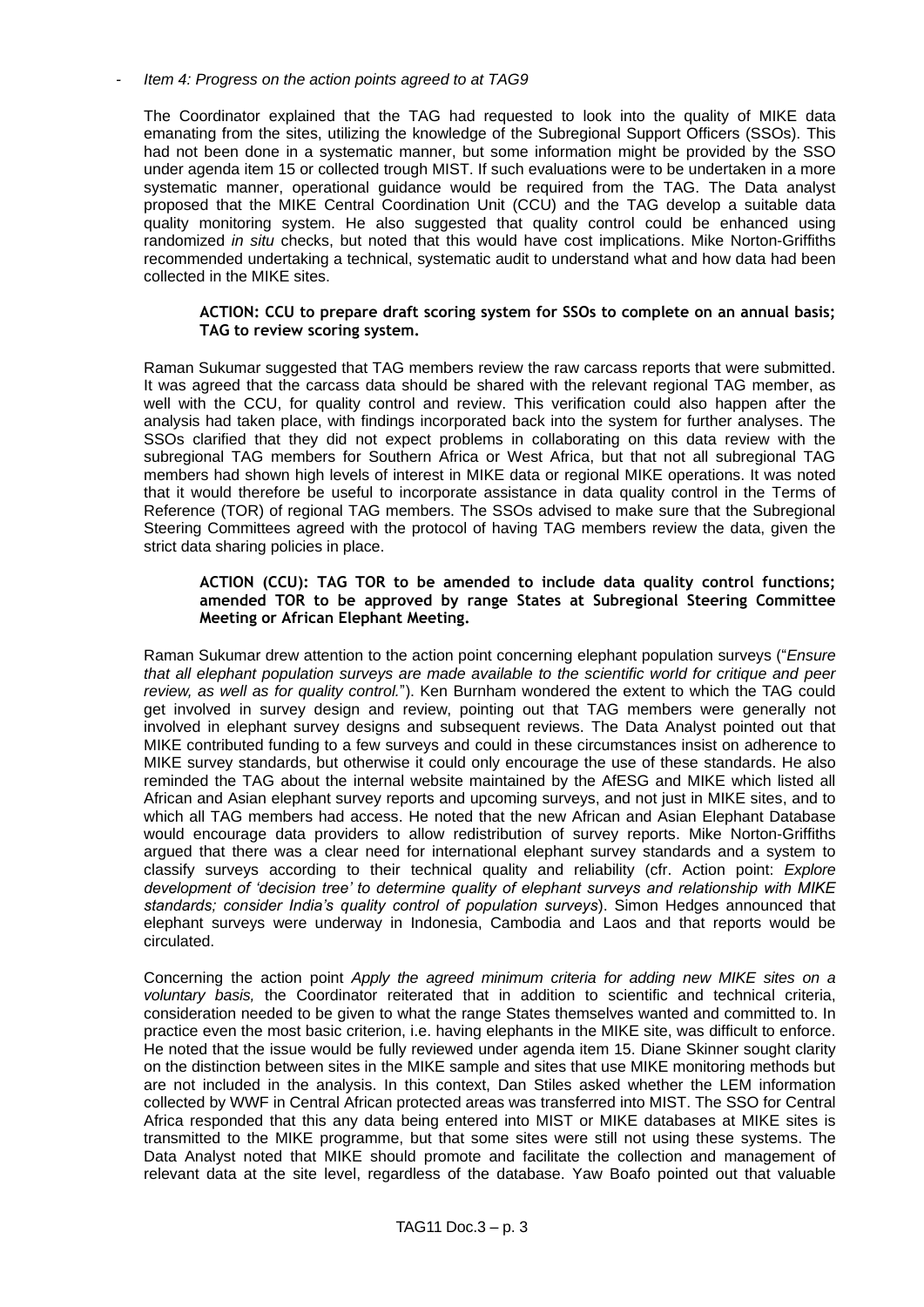- *Item 4: Progress on the action points agreed to at TAG9*

The Coordinator explained that the TAG had requested to look into the quality of MIKE data emanating from the sites, utilizing the knowledge of the Subregional Support Officers (SSOs). This had not been done in a systematic manner, but some information might be provided by the SSO under agenda item 15 or collected trough MIST. If such evaluations were to be undertaken in a more systematic manner, operational guidance would be required from the TAG. The Data analyst proposed that the MIKE Central Coordination Unit (CCU) and the TAG develop a suitable data quality monitoring system. He also suggested that quality control could be enhanced using randomized *in situ* checks, but noted that this would have cost implications. Mike Norton-Griffiths recommended undertaking a technical, systematic audit to understand what and how data had been collected in the MIKE sites.

> **ACTION: CCU to prepare draft scoring system for SSOs to complete on an annual basis; TAG to review scoring system.**

Raman Sukumar suggested that TAG members review the raw carcass reports that were submitted. It was agreed that the carcass data should be shared with the relevant regional TAG member, as well with the CCU, for quality control and review. This verification could also happen after the analysis had taken place, with findings incorporated back into the system for further analyses. The SSOs clarified that they did not expect problems in collaborating on this data review with the subregional TAG members for Southern Africa or West Africa, but that not all subregional TAG members had shown high levels of interest in MIKE data or regional MIKE operations. It was noted that it would therefore be useful to incorporate assistance in data quality control in the Terms of Reference (TOR) of regional TAG members. The SSOs advised to make sure that the Subregional Steering Committees agreed with the protocol of having TAG members review the data, given the strict data sharing policies in place.

> **ACTION (CCU): TAG TOR to be amended to include data quality control functions; amended TOR to be approved by range States at Subregional Steering Committee Meeting or African Elephant Meeting.**

Raman Sukumar drew attention to the action point concerning elephant population surveys ("*Ensure that all elephant population surveys are made available to the scientific world for critique and peer review, as well as for quality control.*"). Ken Burnham wondered the extent to which the TAG could get involved in survey design and review, pointing out that TAG members were generally not involved in elephant survey designs and subsequent reviews. The Data Analyst pointed out that MIKE contributed funding to a few surveys and could in these circumstances insist on adherence to MIKE survey standards, but otherwise it could only encourage the use of these standards. He also reminded the TAG about the internal website maintained by the AfESG and MIKE which listed all African and Asian elephant survey reports and upcoming surveys, and not just in MIKE sites, and to which all TAG members had access. He noted that the new African and Asian Elephant Database would encourage data providers to allow redistribution of survey reports. Mike Norton-Griffiths argued that there was a clear need for international elephant survey standards and a system to classify surveys according to their technical quality and reliability (cfr. Action point: *Explore development of 'decision tree' to determine quality of elephant surveys and relationship with MIKE standards; consider India's quality control of population surveys*). Simon Hedges announced that elephant surveys were underway in Indonesia, Cambodia and Laos and that reports would be circulated.

Concerning the action point *Apply the agreed minimum criteria for adding new MIKE sites on a voluntary basis,* the Coordinator reiterated that in addition to scientific and technical criteria, consideration needed to be given to what the range States themselves wanted and committed to. In practice even the most basic criterion, i.e. having elephants in the MIKE site, was difficult to enforce. He noted that the issue would be fully reviewed under agenda item 15. Diane Skinner sought clarity on the distinction between sites in the MIKE sample and sites that use MIKE monitoring methods but are not included in the analysis. In this context, Dan Stiles asked whether the LEM information collected by WWF in Central African protected areas was transferred into MIST. The SSO for Central Africa responded that this any data being entered into MIST or MIKE databases at MIKE sites is transmitted to the MIKE programme, but that some sites were still not using these systems. The Data Analyst noted that MIKE should promote and facilitate the collection and management of relevant data at the site level, regardless of the database. Yaw Boafo pointed out that valuable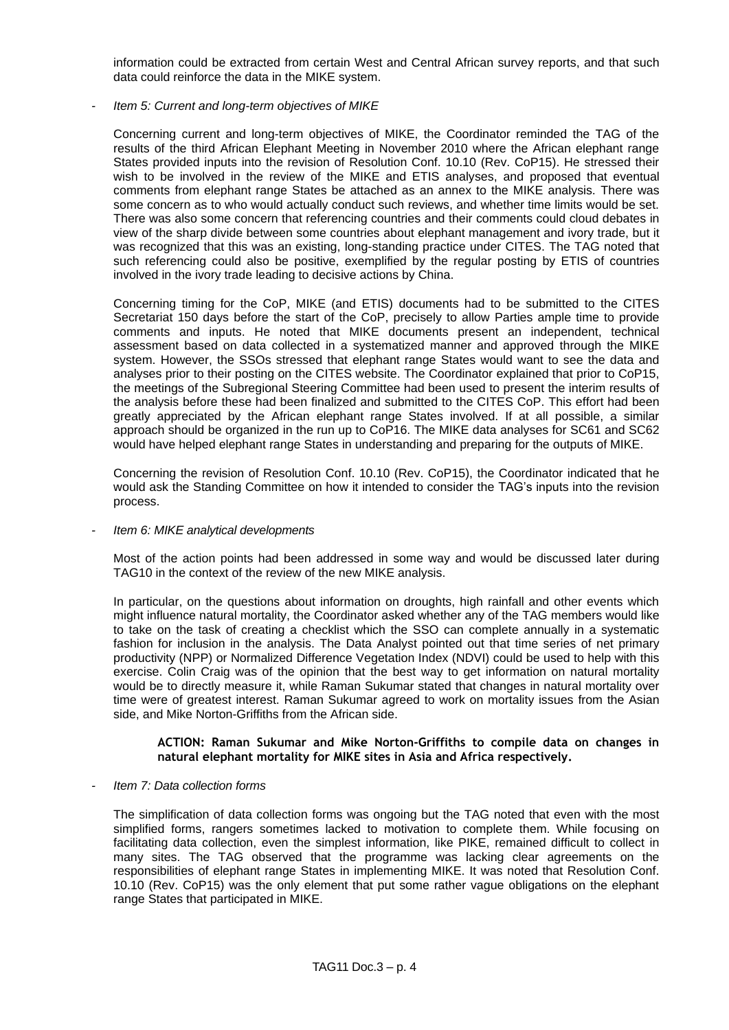information could be extracted from certain West and Central African survey reports, and that such data could reinforce the data in the MIKE system.

- *Item 5: Current and long-term objectives of MIKE*

Concerning current and long-term objectives of MIKE, the Coordinator reminded the TAG of the results of the third African Elephant Meeting in November 2010 where the African elephant range States provided inputs into the revision of Resolution Conf. 10.10 (Rev. CoP15). He stressed their wish to be involved in the review of the MIKE and ETIS analyses, and proposed that eventual comments from elephant range States be attached as an annex to the MIKE analysis. There was some concern as to who would actually conduct such reviews, and whether time limits would be set. There was also some concern that referencing countries and their comments could cloud debates in view of the sharp divide between some countries about elephant management and ivory trade, but it was recognized that this was an existing, long-standing practice under CITES. The TAG noted that such referencing could also be positive, exemplified by the regular posting by ETIS of countries involved in the ivory trade leading to decisive actions by China.

Concerning timing for the CoP, MIKE (and ETIS) documents had to be submitted to the CITES Secretariat 150 days before the start of the CoP, precisely to allow Parties ample time to provide comments and inputs. He noted that MIKE documents present an independent, technical assessment based on data collected in a systematized manner and approved through the MIKE system. However, the SSOs stressed that elephant range States would want to see the data and analyses prior to their posting on the CITES website. The Coordinator explained that prior to CoP15, the meetings of the Subregional Steering Committee had been used to present the interim results of the analysis before these had been finalized and submitted to the CITES CoP. This effort had been greatly appreciated by the African elephant range States involved. If at all possible, a similar approach should be organized in the run up to CoP16. The MIKE data analyses for SC61 and SC62 would have helped elephant range States in understanding and preparing for the outputs of MIKE.

Concerning the revision of Resolution Conf. 10.10 (Rev. CoP15), the Coordinator indicated that he would ask the Standing Committee on how it intended to consider the TAG's inputs into the revision process.

- *Item 6: MIKE analytical developments*

Most of the action points had been addressed in some way and would be discussed later during TAG10 in the context of the review of the new MIKE analysis.

In particular, on the questions about information on droughts, high rainfall and other events which might influence natural mortality, the Coordinator asked whether any of the TAG members would like to take on the task of creating a checklist which the SSO can complete annually in a systematic fashion for inclusion in the analysis. The Data Analyst pointed out that time series of net primary productivity (NPP) or Normalized Difference Vegetation Index (NDVI) could be used to help with this exercise. Colin Craig was of the opinion that the best way to get information on natural mortality would be to directly measure it, while Raman Sukumar stated that changes in natural mortality over time were of greatest interest. Raman Sukumar agreed to work on mortality issues from the Asian side, and Mike Norton-Griffiths from the African side.

> **ACTION: Raman Sukumar and Mike Norton-Griffiths to compile data on changes in natural elephant mortality for MIKE sites in Asia and Africa respectively.**

- *Item 7: Data collection forms*

The simplification of data collection forms was ongoing but the TAG noted that even with the most simplified forms, rangers sometimes lacked to motivation to complete them. While focusing on facilitating data collection, even the simplest information, like PIKE, remained difficult to collect in many sites. The TAG observed that the programme was lacking clear agreements on the responsibilities of elephant range States in implementing MIKE. It was noted that Resolution Conf. 10.10 (Rev. CoP15) was the only element that put some rather vague obligations on the elephant range States that participated in MIKE.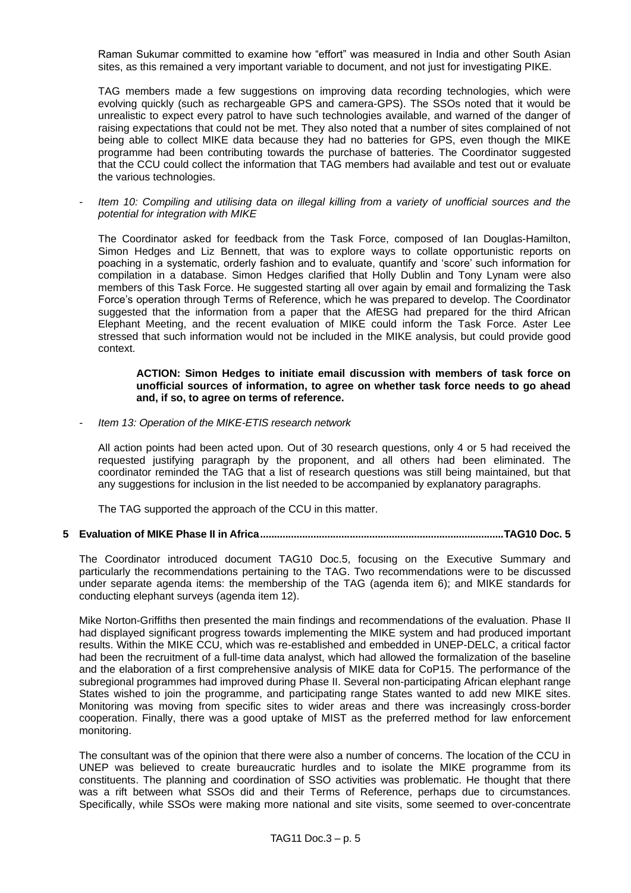Raman Sukumar committed to examine how "effort" was measured in India and other South Asian sites, as this remained a very important variable to document, and not just for investigating PIKE.

TAG members made a few suggestions on improving data recording technologies, which were evolving quickly (such as rechargeable GPS and camera-GPS). The SSOs noted that it would be unrealistic to expect every patrol to have such technologies available, and warned of the danger of raising expectations that could not be met. They also noted that a number of sites complained of not being able to collect MIKE data because they had no batteries for GPS, even though the MIKE programme had been contributing towards the purchase of batteries. The Coordinator suggested that the CCU could collect the information that TAG members had available and test out or evaluate the various technologies.

- *Item 10: Compiling and utilising data on illegal killing from a variety of unofficial sources and the potential for integration with MIKE*

The Coordinator asked for feedback from the Task Force, composed of Ian Douglas-Hamilton, Simon Hedges and Liz Bennett, that was to explore ways to collate opportunistic reports on poaching in a systematic, orderly fashion and to evaluate, quantify and 'score' such information for compilation in a database. Simon Hedges clarified that Holly Dublin and Tony Lynam were also members of this Task Force. He suggested starting all over again by email and formalizing the Task Force's operation through Terms of Reference, which he was prepared to develop. The Coordinator suggested that the information from a paper that the AfESG had prepared for the third African Elephant Meeting, and the recent evaluation of MIKE could inform the Task Force. Aster Lee stressed that such information would not be included in the MIKE analysis, but could provide good context.

> **ACTION: Simon Hedges to initiate email discussion with members of task force on unofficial sources of information, to agree on whether task force needs to go ahead and, if so, to agree on terms of reference.**

- *Item 13: Operation of the MIKE-ETIS research network*

All action points had been acted upon. Out of 30 research questions, only 4 or 5 had received the requested justifying paragraph by the proponent, and all others had been eliminated. The coordinator reminded the TAG that a list of research questions was still being maintained, but that any suggestions for inclusion in the list needed to be accompanied by explanatory paragraphs.

The TAG supported the approach of the CCU in this matter.

## 5 Evaluation of MIKE Phase II in Africa....................................................................................TAG10 Doc. 5

The Coordinator introduced document TAG10 Doc.5, focusing on the Executive Summary and particularly the recommendations pertaining to the TAG. Two recommendations were to be discussed under separate agenda items: the membership of the TAG (agenda item 6); and MIKE standards for conducting elephant surveys (agenda item 12).

Mike Norton-Griffiths then presented the main findings and recommendations of the evaluation. Phase II had displayed significant progress towards implementing the MIKE system and had produced important results. Within the MIKE CCU, which was re-established and embedded in UNEP-DELC, a critical factor had been the recruitment of a full-time data analyst, which had allowed the formalization of the baseline and the elaboration of a first comprehensive analysis of MIKE data for CoP15. The performance of the subregional programmes had improved during Phase II. Several non-participating African elephant range States wished to join the programme, and participating range States wanted to add new MIKE sites. Monitoring was moving from specific sites to wider areas and there was increasingly cross-border cooperation. Finally, there was a good uptake of MIST as the preferred method for law enforcement monitoring.

The consultant was of the opinion that there were also a number of concerns. The location of the CCU in UNEP was believed to create bureaucratic hurdles and to isolate the MIKE programme from its constituents. The planning and coordination of SSO activities was problematic. He thought that there was a rift between what SSOs did and their Terms of Reference, perhaps due to circumstances. Specifically, while SSOs were making more national and site visits, some seemed to over-concentrate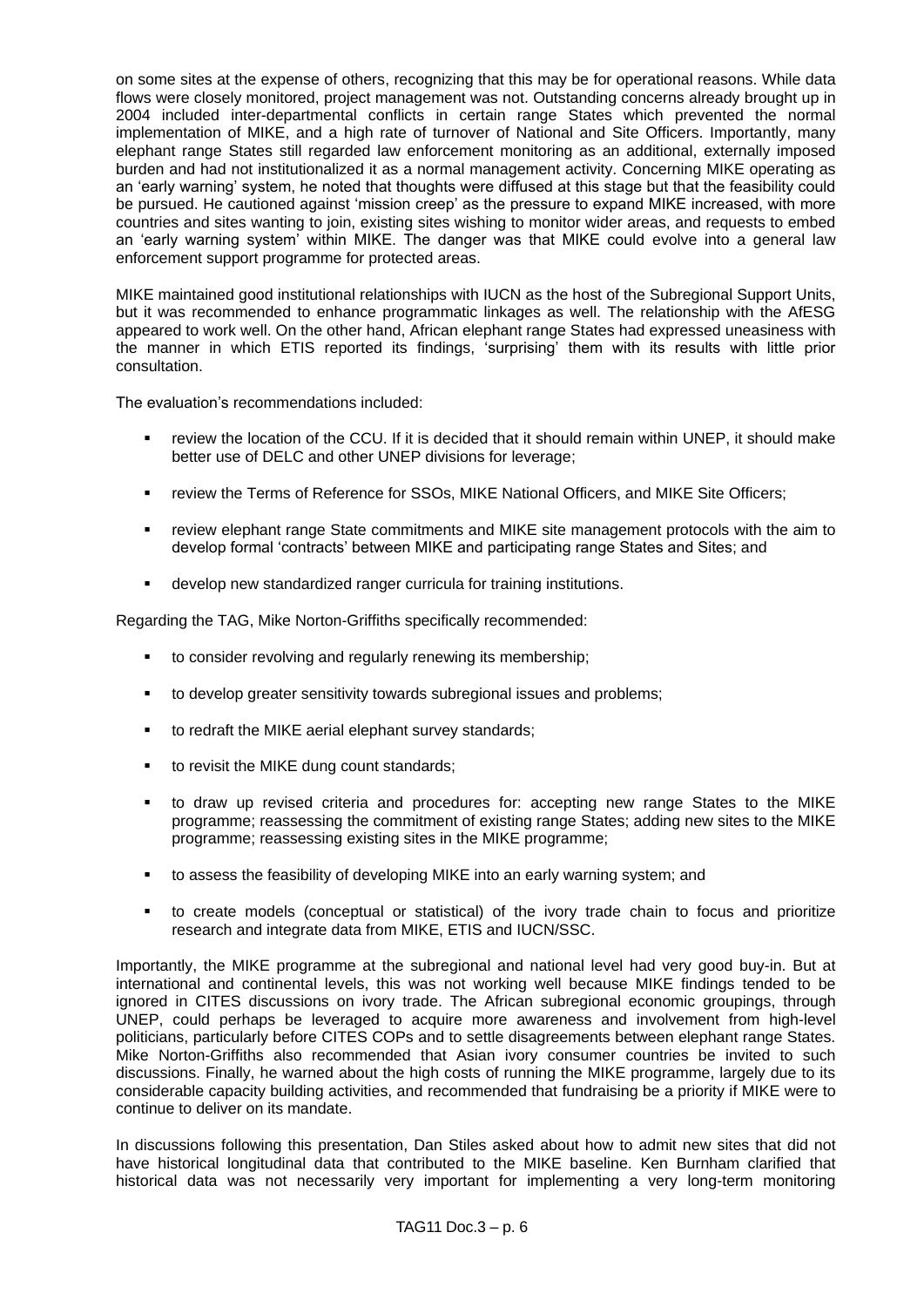on some sites at the expense of others, recognizing that this may be for operational reasons. While data flows were closely monitored, project management was not. Outstanding concerns already brought up in 2004 included inter-departmental conflicts in certain range States which prevented the normal implementation of MIKE, and a high rate of turnover of National and Site Officers. Importantly, many elephant range States still regarded law enforcement monitoring as an additional, externally imposed burden and had not institutionalized it as a normal management activity. Concerning MIKE operating as an 'early warning' system, he noted that thoughts were diffused at this stage but that the feasibility could be pursued. He cautioned against 'mission creep' as the pressure to expand MIKE increased, with more countries and sites wanting to join, existing sites wishing to monitor wider areas, and requests to embed an 'early warning system' within MIKE. The danger was that MIKE could evolve into a general law enforcement support programme for protected areas.

MIKE maintained good institutional relationships with IUCN as the host of the Subregional Support Units, but it was recommended to enhance programmatic linkages as well. The relationship with the AfESG appeared to work well. On the other hand, African elephant range States had expressed uneasiness with the manner in which ETIS reported its findings, 'surprising' them with its results with little prior consultation.

The evaluation's recommendations included:

- review the location of the CCU. If it is decided that it should remain within UNEP, it should make better use of DELC and other UNEP divisions for leverage;
- review the Terms of Reference for SSOs, MIKE National Officers, and MIKE Site Officers;
- review elephant range State commitments and MIKE site management protocols with the aim to develop formal 'contracts' between MIKE and participating range States and Sites; and
- develop new standardized ranger curricula for training institutions.

Regarding the TAG, Mike Norton-Griffiths specifically recommended:

- to consider revolving and regularly renewing its membership;
- to develop greater sensitivity towards subregional issues and problems;
- to redraft the MIKE aerial elephant survey standards;
- to revisit the MIKE dung count standards;
- to draw up revised criteria and procedures for: accepting new range States to the MIKE programme; reassessing the commitment of existing range States; adding new sites to the MIKE programme; reassessing existing sites in the MIKE programme;
- to assess the feasibility of developing MIKE into an early warning system; and
- to create models (conceptual or statistical) of the ivory trade chain to focus and prioritize research and integrate data from MIKE, ETIS and IUCN/SSC.

Importantly, the MIKE programme at the subregional and national level had very good buy-in. But at international and continental levels, this was not working well because MIKE findings tended to be ignored in CITES discussions on ivory trade. The African subregional economic groupings, through UNEP, could perhaps be leveraged to acquire more awareness and involvement from high-level politicians, particularly before CITES COPs and to settle disagreements between elephant range States. Mike Norton-Griffiths also recommended that Asian ivory consumer countries be invited to such discussions. Finally, he warned about the high costs of running the MIKE programme, largely due to its considerable capacity building activities, and recommended that fundraising be a priority if MIKE were to continue to deliver on its mandate.

In discussions following this presentation, Dan Stiles asked about how to admit new sites that did not have historical longitudinal data that contributed to the MIKE baseline. Ken Burnham clarified that historical data was not necessarily very important for implementing a very long-term monitoring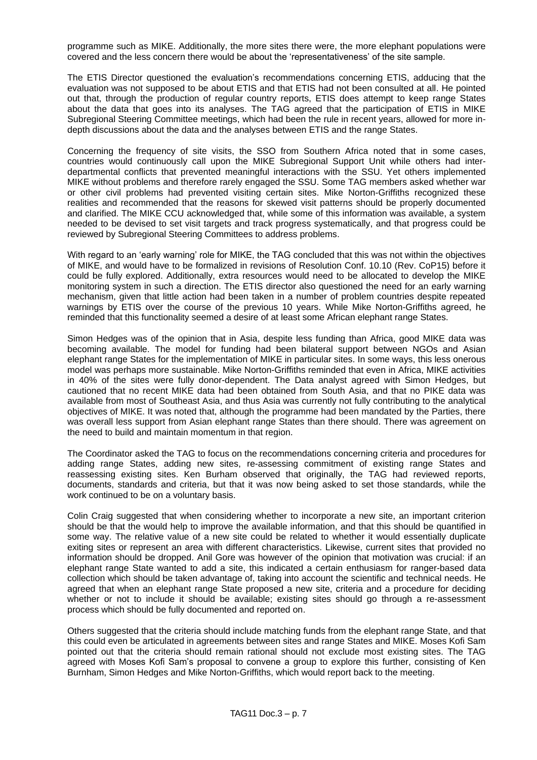programme such as MIKE. Additionally, the more sites there were, the more elephant populations were covered and the less concern there would be about the 'representativeness' of the site sample.

The ETIS Director questioned the evaluation's recommendations concerning ETIS, adducing that the evaluation was not supposed to be about ETIS and that ETIS had not been consulted at all. He pointed out that, through the production of regular country reports, ETIS does attempt to keep range States about the data that goes into its analyses. The TAG agreed that the participation of ETIS in MIKE Subregional Steering Committee meetings, which had been the rule in recent years, allowed for more in-depth discussions about the data and the analyses between ETIS and the range States.

Concerning the frequency of site visits, the SSO from Southern Africa noted that in some cases, countries would continuously call upon the MIKE Subregional Support Unit while others had inter-departmental conflicts that prevented meaningful interactions with the SSU. Yet others implemented MIKE without problems and therefore rarely engaged the SSU. Some TAG members asked whether war or other civil problems had prevented visiting certain sites. Mike Norton-Griffiths recognized these realities and recommended that the reasons for skewed visit patterns should be properly documented and clarified. The MIKE CCU acknowledged that, while some of this information was available, a system needed to be devised to set visit targets and track progress systematically, and that progress could be reviewed by Subregional Steering Committees to address problems.

With regard to an 'early warning' role for MIKE, the TAG concluded that this was not within the objectives of MIKE, and would have to be formalized in revisions of Resolution Conf. 10.10 (Rev. CoP15) before it could be fully explored. Additionally, extra resources would need to be allocated to develop the MIKE monitoring system in such a direction. The ETIS director also questioned the need for an early warning mechanism, given that little action had been taken in a number of problem countries despite repeated warnings by ETIS over the course of the previous 10 years. While Mike Norton-Griffiths agreed, he reminded that this functionality seemed a desire of at least some African elephant range States.

Simon Hedges was of the opinion that in Asia, despite less funding than Africa, good MIKE data was becoming available. The model for funding had been bilateral support between NGOs and Asian elephant range States for the implementation of MIKE in particular sites. In some ways, this less onerous model was perhaps more sustainable. Mike Norton-Griffiths reminded that even in Africa, MIKE activities in 40% of the sites were fully donor-dependent. The Data analyst agreed with Simon Hedges, but cautioned that no recent MIKE data had been obtained from South Asia, and that no PIKE data was available from most of Southeast Asia, and thus Asia was currently not fully contributing to the analytical objectives of MIKE. It was noted that, although the programme had been mandated by the Parties, there was overall less support from Asian elephant range States than there should. There was agreement on the need to build and maintain momentum in that region.

The Coordinator asked the TAG to focus on the recommendations concerning criteria and procedures for adding range States, adding new sites, re-assessing commitment of existing range States and reassessing existing sites. Ken Burham observed that originally, the TAG had reviewed reports, documents, standards and criteria, but that it was now being asked to set those standards, while the work continued to be on a voluntary basis.

Colin Craig suggested that when considering whether to incorporate a new site, an important criterion should be that the would help to improve the available information, and that this should be quantified in some way. The relative value of a new site could be related to whether it would essentially duplicate exiting sites or represent an area with different characteristics. Likewise, current sites that provided no information should be dropped. Anil Gore was however of the opinion that motivation was crucial: if an elephant range State wanted to add a site, this indicated a certain enthusiasm for ranger-based data collection which should be taken advantage of, taking into account the scientific and technical needs. He agreed that when an elephant range State proposed a new site, criteria and a procedure for deciding whether or not to include it should be available; existing sites should go through a re-assessment process which should be fully documented and reported on.

Others suggested that the criteria should include matching funds from the elephant range State, and that this could even be articulated in agreements between sites and range States and MIKE. Moses Kofi Sam pointed out that the criteria should remain rational should not exclude most existing sites. The TAG agreed with Moses Kofi Sam's proposal to convene a group to explore this further, consisting of Ken Burnham, Simon Hedges and Mike Norton-Griffiths, which would report back to the meeting.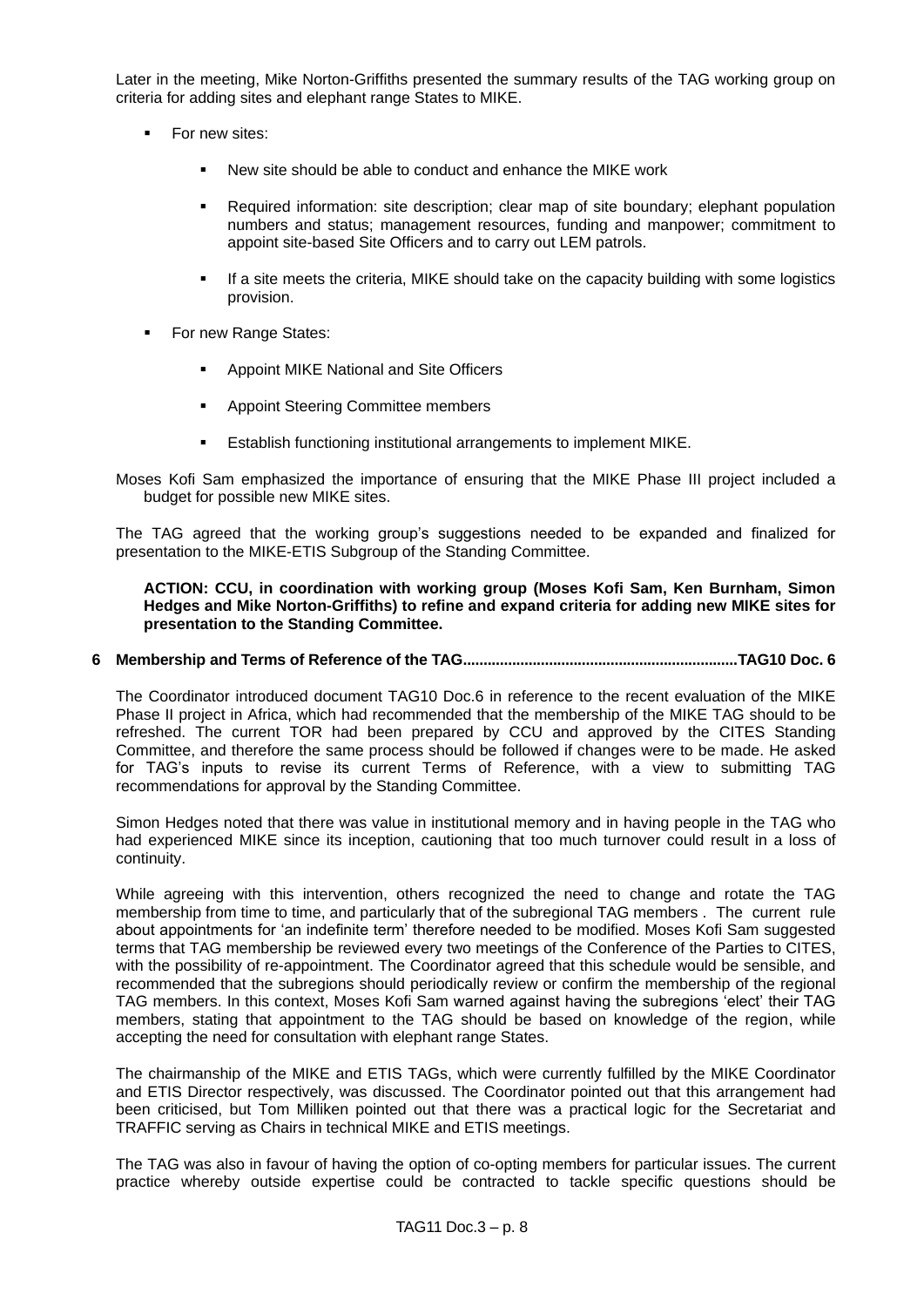Later in the meeting, Mike Norton-Griffiths presented the summary results of the TAG working group on criteria for adding sites and elephant range States to MIKE.

- For new sites:
  - New site should be able to conduct and enhance the MIKE work
  - Required information: site description; clear map of site boundary; elephant population numbers and status; management resources, funding and manpower; commitment to appoint site-based Site Officers and to carry out LEM patrols.
  - If a site meets the criteria, MIKE should take on the capacity building with some logistics provision.
- For new Range States:
  - Appoint MIKE National and Site Officers
  - Appoint Steering Committee members
  - Establish functioning institutional arrangements to implement MIKE.

Moses Kofi Sam emphasized the importance of ensuring that the MIKE Phase III project included a budget for possible new MIKE sites.

The TAG agreed that the working group's suggestions needed to be expanded and finalized for presentation to the MIKE-ETIS Subgroup of the Standing Committee.

**ACTION: CCU, in coordination with working group (Moses Kofi Sam, Ken Burnham, Simon Hedges and Mike Norton-Griffiths) to refine and expand criteria for adding new MIKE sites for presentation to the Standing Committee.**

## 6 Membership and Terms of Reference of the TAG..................................................................TAG10 Doc. 6

The Coordinator introduced document TAG10 Doc.6 in reference to the recent evaluation of the MIKE Phase II project in Africa, which had recommended that the membership of the MIKE TAG should to be refreshed. The current TOR had been prepared by CCU and approved by the CITES Standing Committee, and therefore the same process should be followed if changes were to be made. He asked for TAG's inputs to revise its current Terms of Reference, with a view to submitting TAG recommendations for approval by the Standing Committee.

Simon Hedges noted that there was value in institutional memory and in having people in the TAG who had experienced MIKE since its inception, cautioning that too much turnover could result in a loss of continuity.

While agreeing with this intervention, others recognized the need to change and rotate the TAG membership from time to time, and particularly that of the subregional TAG members . The current rule about appointments for 'an indefinite term' therefore needed to be modified. Moses Kofi Sam suggested terms that TAG membership be reviewed every two meetings of the Conference of the Parties to CITES, with the possibility of re-appointment. The Coordinator agreed that this schedule would be sensible, and recommended that the subregions should periodically review or confirm the membership of the regional TAG members. In this context, Moses Kofi Sam warned against having the subregions 'elect' their TAG members, stating that appointment to the TAG should be based on knowledge of the region, while accepting the need for consultation with elephant range States.

The chairmanship of the MIKE and ETIS TAGs, which were currently fulfilled by the MIKE Coordinator and ETIS Director respectively, was discussed. The Coordinator pointed out that this arrangement had been criticised, but Tom Milliken pointed out that there was a practical logic for the Secretariat and TRAFFIC serving as Chairs in technical MIKE and ETIS meetings.

The TAG was also in favour of having the option of co-opting members for particular issues. The current practice whereby outside expertise could be contracted to tackle specific questions should be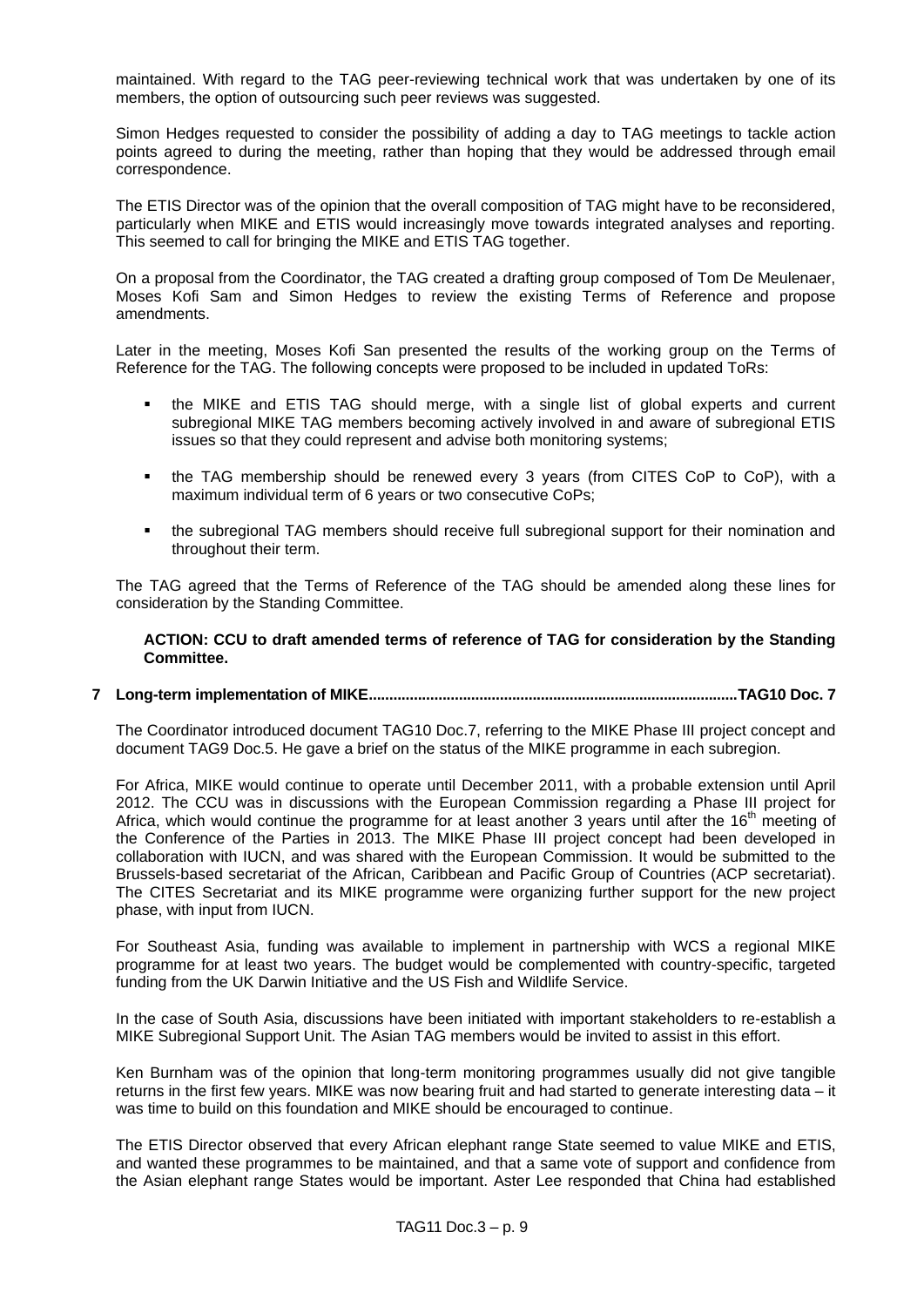maintained. With regard to the TAG peer-reviewing technical work that was undertaken by one of its members, the option of outsourcing such peer reviews was suggested.

Simon Hedges requested to consider the possibility of adding a day to TAG meetings to tackle action points agreed to during the meeting, rather than hoping that they would be addressed through email correspondence.

The ETIS Director was of the opinion that the overall composition of TAG might have to be reconsidered, particularly when MIKE and ETIS would increasingly move towards integrated analyses and reporting. This seemed to call for bringing the MIKE and ETIS TAG together.

On a proposal from the Coordinator, the TAG created a drafting group composed of Tom De Meulenaer, Moses Kofi Sam and Simon Hedges to review the existing Terms of Reference and propose amendments.

Later in the meeting, Moses Kofi San presented the results of the working group on the Terms of Reference for the TAG. The following concepts were proposed to be included in updated ToRs:

- the MIKE and ETIS TAG should merge, with a single list of global experts and current subregional MIKE TAG members becoming actively involved in and aware of subregional ETIS issues so that they could represent and advise both monitoring systems;
- the TAG membership should be renewed every 3 years (from CITES CoP to CoP), with a maximum individual term of 6 years or two consecutive CoPs;
- the subregional TAG members should receive full subregional support for their nomination and throughout their term.

The TAG agreed that the Terms of Reference of the TAG should be amended along these lines for consideration by the Standing Committee.

**ACTION: CCU to draft amended terms of reference of TAG for consideration by the Standing Committee.**

## 7 Long-term implementation of MIKE........................................................................................TAG10 Doc. 7

The Coordinator introduced document TAG10 Doc.7, referring to the MIKE Phase III project concept and document TAG9 Doc.5. He gave a brief on the status of the MIKE programme in each subregion.

For Africa, MIKE would continue to operate until December 2011, with a probable extension until April 2012. The CCU was in discussions with the European Commission regarding a Phase III project for Africa, which would continue the programme for at least another 3 years until after the 16th meeting of the Conference of the Parties in 2013. The MIKE Phase III project concept had been developed in collaboration with IUCN, and was shared with the European Commission. It would be submitted to the Brussels-based secretariat of the African, Caribbean and Pacific Group of Countries (ACP secretariat). The CITES Secretariat and its MIKE programme were organizing further support for the new project phase, with input from IUCN.

For Southeast Asia, funding was available to implement in partnership with WCS a regional MIKE programme for at least two years. The budget would be complemented with country-specific, targeted funding from the UK Darwin Initiative and the US Fish and Wildlife Service.

In the case of South Asia, discussions have been initiated with important stakeholders to re-establish a MIKE Subregional Support Unit. The Asian TAG members would be invited to assist in this effort.

Ken Burnham was of the opinion that long-term monitoring programmes usually did not give tangible returns in the first few years. MIKE was now bearing fruit and had started to generate interesting data – it was time to build on this foundation and MIKE should be encouraged to continue.

The ETIS Director observed that every African elephant range State seemed to value MIKE and ETIS, and wanted these programmes to be maintained, and that a same vote of support and confidence from the Asian elephant range States would be important. Aster Lee responded that China had established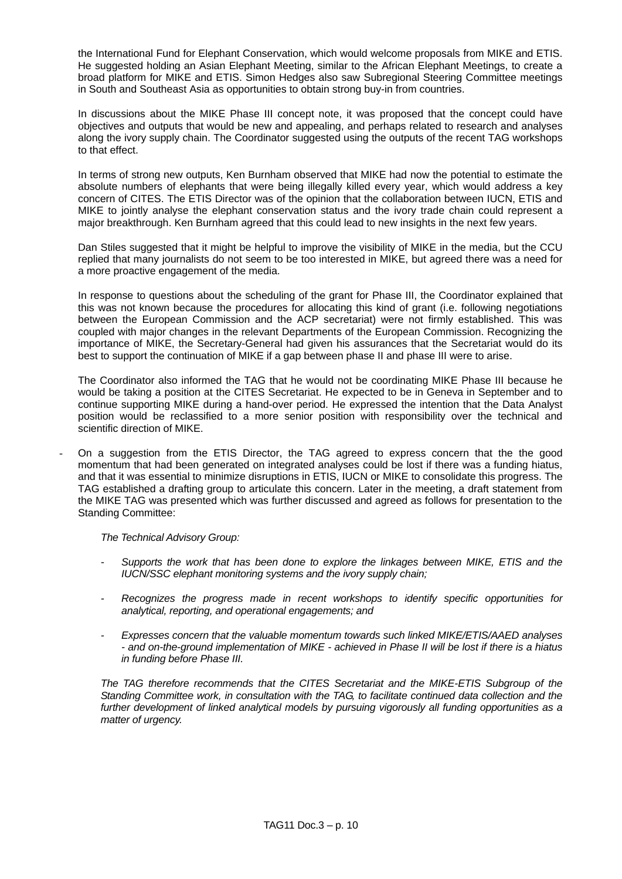the International Fund for Elephant Conservation, which would welcome proposals from MIKE and ETIS. He suggested holding an Asian Elephant Meeting, similar to the African Elephant Meetings, to create a broad platform for MIKE and ETIS. Simon Hedges also saw Subregional Steering Committee meetings in South and Southeast Asia as opportunities to obtain strong buy-in from countries.

In discussions about the MIKE Phase III concept note, it was proposed that the concept could have objectives and outputs that would be new and appealing, and perhaps related to research and analyses along the ivory supply chain. The Coordinator suggested using the outputs of the recent TAG workshops to that effect.

In terms of strong new outputs, Ken Burnham observed that MIKE had now the potential to estimate the absolute numbers of elephants that were being illegally killed every year, which would address a key concern of CITES. The ETIS Director was of the opinion that the collaboration between IUCN, ETIS and MIKE to jointly analyse the elephant conservation status and the ivory trade chain could represent a major breakthrough. Ken Burnham agreed that this could lead to new insights in the next few years.

Dan Stiles suggested that it might be helpful to improve the visibility of MIKE in the media, but the CCU replied that many journalists do not seem to be too interested in MIKE, but agreed there was a need for a more proactive engagement of the media.

In response to questions about the scheduling of the grant for Phase III, the Coordinator explained that this was not known because the procedures for allocating this kind of grant (i.e. following negotiations between the European Commission and the ACP secretariat) were not firmly established. This was coupled with major changes in the relevant Departments of the European Commission. Recognizing the importance of MIKE, the Secretary-General had given his assurances that the Secretariat would do its best to support the continuation of MIKE if a gap between phase II and phase III were to arise.

The Coordinator also informed the TAG that he would not be coordinating MIKE Phase III because he would be taking a position at the CITES Secretariat. He expected to be in Geneva in September and to continue supporting MIKE during a hand-over period. He expressed the intention that the Data Analyst position would be reclassified to a more senior position with responsibility over the technical and scientific direction of MIKE.

- On a suggestion from the ETIS Director, the TAG agreed to express concern that the the good momentum that had been generated on integrated analyses could be lost if there was a funding hiatus, and that it was essential to minimize disruptions in ETIS, IUCN or MIKE to consolidate this progress. The TAG established a drafting group to articulate this concern. Later in the meeting, a draft statement from the MIKE TAG was presented which was further discussed and agreed as follows for presentation to the Standing Committee:

  *The Technical Advisory Group:*

  - *Supports the work that has been done to explore the linkages between MIKE, ETIS and the IUCN/SSC elephant monitoring systems and the ivory supply chain;*

  - *Recognizes the progress made in recent workshops to identify specific opportunities for analytical, reporting, and operational engagements; and*

  - *Expresses concern that the valuable momentum towards such linked MIKE/ETIS/AAED analyses - and on-the-ground implementation of MIKE - achieved in Phase II will be lost if there is a hiatus in funding before Phase III.*

  *The TAG therefore recommends that the CITES Secretariat and the MIKE-ETIS Subgroup of the Standing Committee work, in consultation with the TAG, to facilitate continued data collection and the further development of linked analytical models by pursuing vigorously all funding opportunities as a matter of urgency.*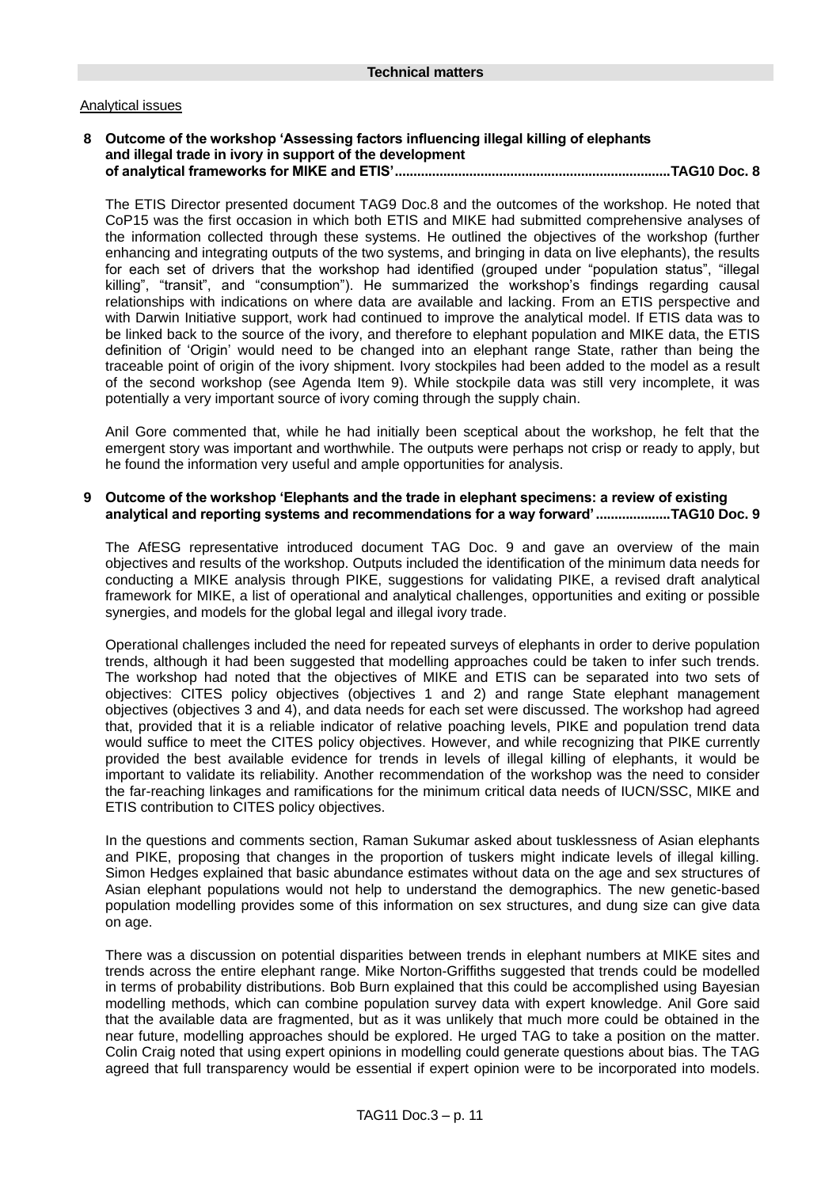## Technical matters

Analytical issues

**8 Outcome of the workshop 'Assessing factors influencing illegal killing of elephants and illegal trade in ivory in support of the development of analytical frameworks for MIKE and ETIS'........................................................................TAG10 Doc. 8**

The ETIS Director presented document TAG9 Doc.8 and the outcomes of the workshop. He noted that CoP15 was the first occasion in which both ETIS and MIKE had submitted comprehensive analyses of the information collected through these systems. He outlined the objectives of the workshop (further enhancing and integrating outputs of the two systems, and bringing in data on live elephants), the results for each set of drivers that the workshop had identified (grouped under "population status", "illegal killing", "transit", and "consumption"). He summarized the workshop's findings regarding causal relationships with indications on where data are available and lacking. From an ETIS perspective and with Darwin Initiative support, work had continued to improve the analytical model. If ETIS data was to be linked back to the source of the ivory, and therefore to elephant population and MIKE data, the ETIS definition of 'Origin' would need to be changed into an elephant range State, rather than being the traceable point of origin of the ivory shipment. Ivory stockpiles had been added to the model as a result of the second workshop (see Agenda Item 9). While stockpile data was still very incomplete, it was potentially a very important source of ivory coming through the supply chain.

Anil Gore commented that, while he had initially been sceptical about the workshop, he felt that the emergent story was important and worthwhile. The outputs were perhaps not crisp or ready to apply, but he found the information very useful and ample opportunities for analysis.

**9 Outcome of the workshop 'Elephants and the trade in elephant specimens: a review of existing analytical and reporting systems and recommendations for a way forward'....................TAG10 Doc. 9**

The AfESG representative introduced document TAG Doc. 9 and gave an overview of the main objectives and results of the workshop. Outputs included the identification of the minimum data needs for conducting a MIKE analysis through PIKE, suggestions for validating PIKE, a revised draft analytical framework for MIKE, a list of operational and analytical challenges, opportunities and exiting or possible synergies, and models for the global legal and illegal ivory trade.

Operational challenges included the need for repeated surveys of elephants in order to derive population trends, although it had been suggested that modelling approaches could be taken to infer such trends. The workshop had noted that the objectives of MIKE and ETIS can be separated into two sets of objectives: CITES policy objectives (objectives 1 and 2) and range State elephant management objectives (objectives 3 and 4), and data needs for each set were discussed. The workshop had agreed that, provided that it is a reliable indicator of relative poaching levels, PIKE and population trend data would suffice to meet the CITES policy objectives. However, and while recognizing that PIKE currently provided the best available evidence for trends in levels of illegal killing of elephants, it would be important to validate its reliability. Another recommendation of the workshop was the need to consider the far-reaching linkages and ramifications for the minimum critical data needs of IUCN/SSC, MIKE and ETIS contribution to CITES policy objectives.

In the questions and comments section, Raman Sukumar asked about tusklessness of Asian elephants and PIKE, proposing that changes in the proportion of tuskers might indicate levels of illegal killing. Simon Hedges explained that basic abundance estimates without data on the age and sex structures of Asian elephant populations would not help to understand the demographics. The new genetic-based population modelling provides some of this information on sex structures, and dung size can give data on age.

There was a discussion on potential disparities between trends in elephant numbers at MIKE sites and trends across the entire elephant range. Mike Norton-Griffiths suggested that trends could be modelled in terms of probability distributions. Bob Burn explained that this could be accomplished using Bayesian modelling methods, which can combine population survey data with expert knowledge. Anil Gore said that the available data are fragmented, but as it was unlikely that much more could be obtained in the near future, modelling approaches should be explored. He urged TAG to take a position on the matter. Colin Craig noted that using expert opinions in modelling could generate questions about bias. The TAG agreed that full transparency would be essential if expert opinion were to be incorporated into models.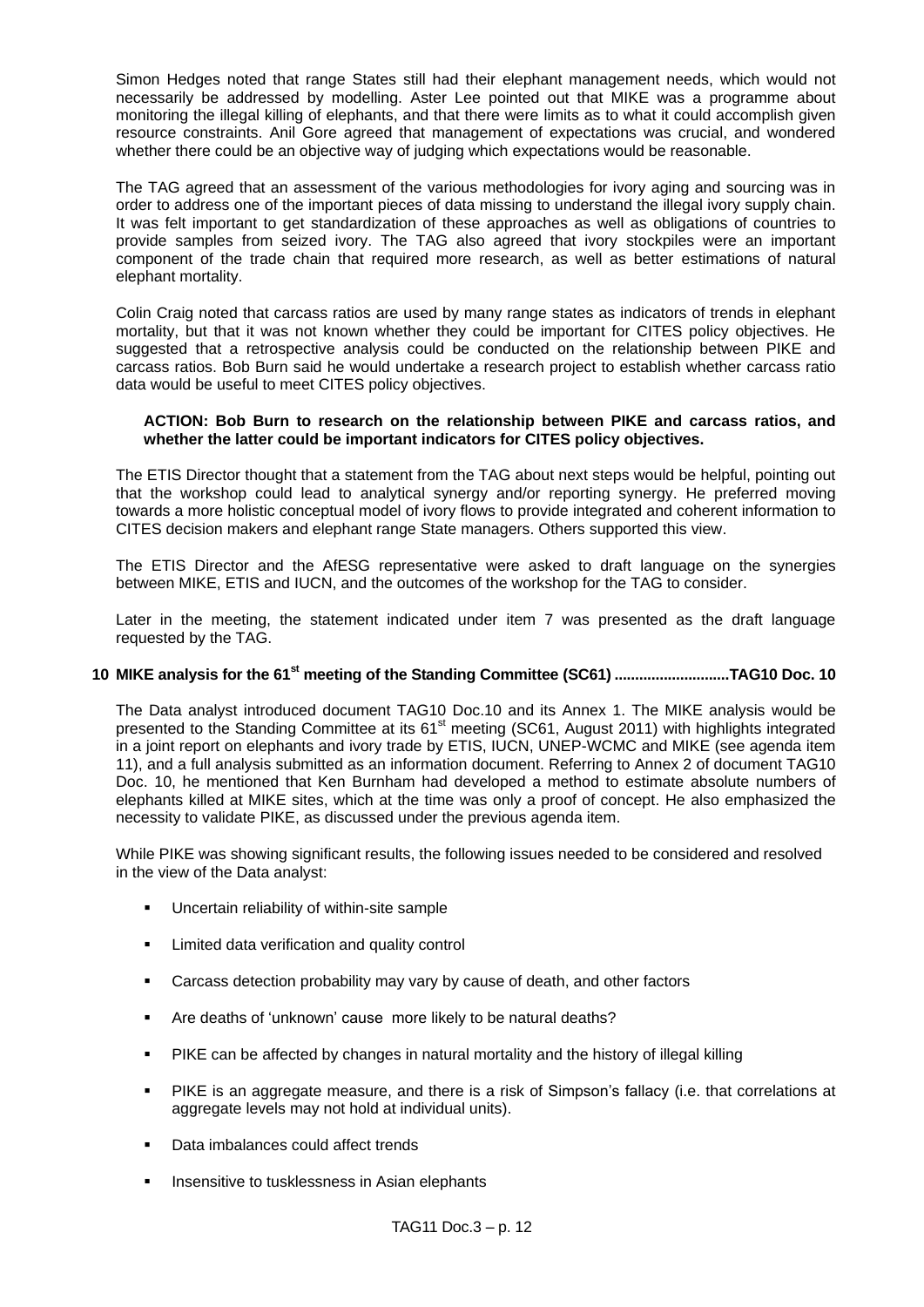Simon Hedges noted that range States still had their elephant management needs, which would not necessarily be addressed by modelling. Aster Lee pointed out that MIKE was a programme about monitoring the illegal killing of elephants, and that there were limits as to what it could accomplish given resource constraints. Anil Gore agreed that management of expectations was crucial, and wondered whether there could be an objective way of judging which expectations would be reasonable.

The TAG agreed that an assessment of the various methodologies for ivory aging and sourcing was in order to address one of the important pieces of data missing to understand the illegal ivory supply chain. It was felt important to get standardization of these approaches as well as obligations of countries to provide samples from seized ivory. The TAG also agreed that ivory stockpiles were an important component of the trade chain that required more research, as well as better estimations of natural elephant mortality.

Colin Craig noted that carcass ratios are used by many range states as indicators of trends in elephant mortality, but that it was not known whether they could be important for CITES policy objectives. He suggested that a retrospective analysis could be conducted on the relationship between PIKE and carcass ratios. Bob Burn said he would undertake a research project to establish whether carcass ratio data would be useful to meet CITES policy objectives.

**ACTION: Bob Burn to research on the relationship between PIKE and carcass ratios, and whether the latter could be important indicators for CITES policy objectives.**

The ETIS Director thought that a statement from the TAG about next steps would be helpful, pointing out that the workshop could lead to analytical synergy and/or reporting synergy. He preferred moving towards a more holistic conceptual model of ivory flows to provide integrated and coherent information to CITES decision makers and elephant range State managers. Others supported this view.

The ETIS Director and the AfESG representative were asked to draft language on the synergies between MIKE, ETIS and IUCN, and the outcomes of the workshop for the TAG to consider.

Later in the meeting, the statement indicated under item 7 was presented as the draft language requested by the TAG.

## 10 MIKE analysis for the 61st meeting of the Standing Committee (SC61) ............................TAG10 Doc. 10

The Data analyst introduced document TAG10 Doc.10 and its Annex 1. The MIKE analysis would be presented to the Standing Committee at its 61st meeting (SC61, August 2011) with highlights integrated in a joint report on elephants and ivory trade by ETIS, IUCN, UNEP-WCMC and MIKE (see agenda item 11), and a full analysis submitted as an information document. Referring to Annex 2 of document TAG10 Doc. 10, he mentioned that Ken Burnham had developed a method to estimate absolute numbers of elephants killed at MIKE sites, which at the time was only a proof of concept. He also emphasized the necessity to validate PIKE, as discussed under the previous agenda item.

While PIKE was showing significant results, the following issues needed to be considered and resolved in the view of the Data analyst:

- Uncertain reliability of within-site sample
- Limited data verification and quality control
- Carcass detection probability may vary by cause of death, and other factors
- Are deaths of 'unknown' cause more likely to be natural deaths?
- PIKE can be affected by changes in natural mortality and the history of illegal killing
- PIKE is an aggregate measure, and there is a risk of Simpson's fallacy (i.e. that correlations at aggregate levels may not hold at individual units).
- Data imbalances could affect trends
- Insensitive to tusklessness in Asian elephants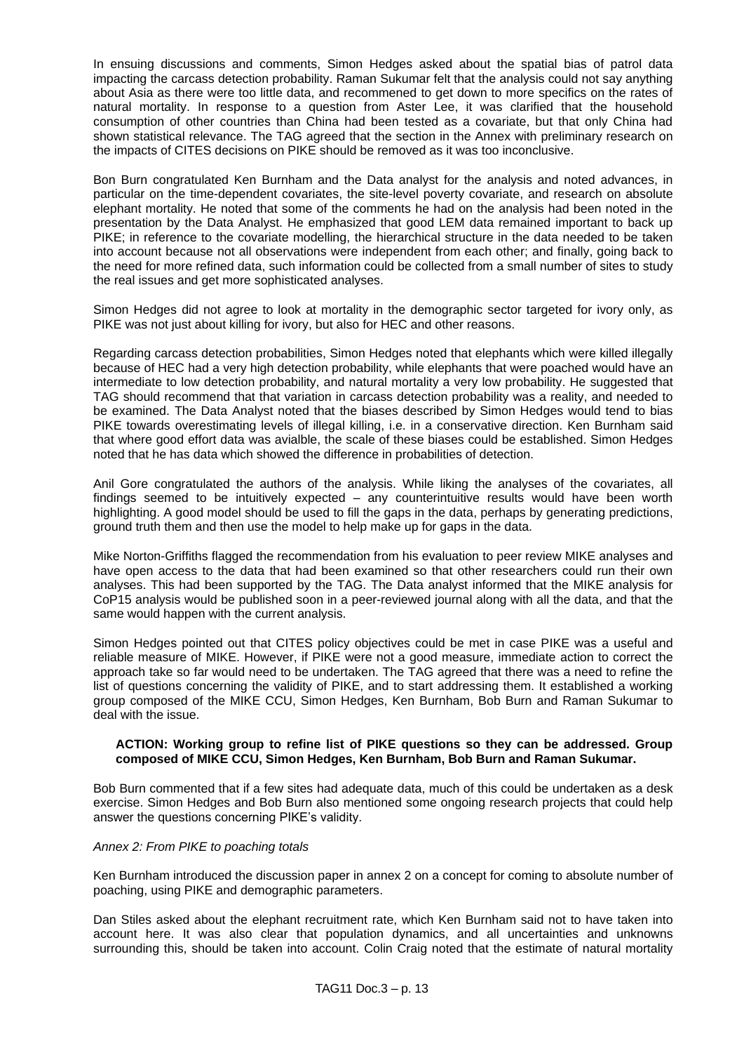In ensuing discussions and comments, Simon Hedges asked about the spatial bias of patrol data impacting the carcass detection probability. Raman Sukumar felt that the analysis could not say anything about Asia as there were too little data, and recommened to get down to more specifics on the rates of natural mortality. In response to a question from Aster Lee, it was clarified that the household consumption of other countries than China had been tested as a covariate, but that only China had shown statistical relevance. The TAG agreed that the section in the Annex with preliminary research on the impacts of CITES decisions on PIKE should be removed as it was too inconclusive.

Bon Burn congratulated Ken Burnham and the Data analyst for the analysis and noted advances, in particular on the time-dependent covariates, the site-level poverty covariate, and research on absolute elephant mortality. He noted that some of the comments he had on the analysis had been noted in the presentation by the Data Analyst. He emphasized that good LEM data remained important to back up PIKE; in reference to the covariate modelling, the hierarchical structure in the data needed to be taken into account because not all observations were independent from each other; and finally, going back to the need for more refined data, such information could be collected from a small number of sites to study the real issues and get more sophisticated analyses.

Simon Hedges did not agree to look at mortality in the demographic sector targeted for ivory only, as PIKE was not just about killing for ivory, but also for HEC and other reasons.

Regarding carcass detection probabilities, Simon Hedges noted that elephants which were killed illegally because of HEC had a very high detection probability, while elephants that were poached would have an intermediate to low detection probability, and natural mortality a very low probability. He suggested that TAG should recommend that that variation in carcass detection probability was a reality, and needed to be examined. The Data Analyst noted that the biases described by Simon Hedges would tend to bias PIKE towards overestimating levels of illegal killing, i.e. in a conservative direction. Ken Burnham said that where good effort data was avialble, the scale of these biases could be established. Simon Hedges noted that he has data which showed the difference in probabilities of detection.

Anil Gore congratulated the authors of the analysis. While liking the analyses of the covariates, all findings seemed to be intuitively expected – any counterintuitive results would have been worth highlighting. A good model should be used to fill the gaps in the data, perhaps by generating predictions, ground truth them and then use the model to help make up for gaps in the data.

Mike Norton-Griffiths flagged the recommendation from his evaluation to peer review MIKE analyses and have open access to the data that had been examined so that other researchers could run their own analyses. This had been supported by the TAG. The Data analyst informed that the MIKE analysis for CoP15 analysis would be published soon in a peer-reviewed journal along with all the data, and that the same would happen with the current analysis.

Simon Hedges pointed out that CITES policy objectives could be met in case PIKE was a useful and reliable measure of MIKE. However, if PIKE were not a good measure, immediate action to correct the approach take so far would need to be undertaken. The TAG agreed that there was a need to refine the list of questions concerning the validity of PIKE, and to start addressing them. It established a working group composed of the MIKE CCU, Simon Hedges, Ken Burnham, Bob Burn and Raman Sukumar to deal with the issue.

**ACTION: Working group to refine list of PIKE questions so they can be addressed. Group composed of MIKE CCU, Simon Hedges, Ken Burnham, Bob Burn and Raman Sukumar.**

Bob Burn commented that if a few sites had adequate data, much of this could be undertaken as a desk exercise. Simon Hedges and Bob Burn also mentioned some ongoing research projects that could help answer the questions concerning PIKE's validity.

*Annex 2: From PIKE to poaching totals*

Ken Burnham introduced the discussion paper in annex 2 on a concept for coming to absolute number of poaching, using PIKE and demographic parameters.

Dan Stiles asked about the elephant recruitment rate, which Ken Burnham said not to have taken into account here. It was also clear that population dynamics, and all uncertainties and unknowns surrounding this, should be taken into account. Colin Craig noted that the estimate of natural mortality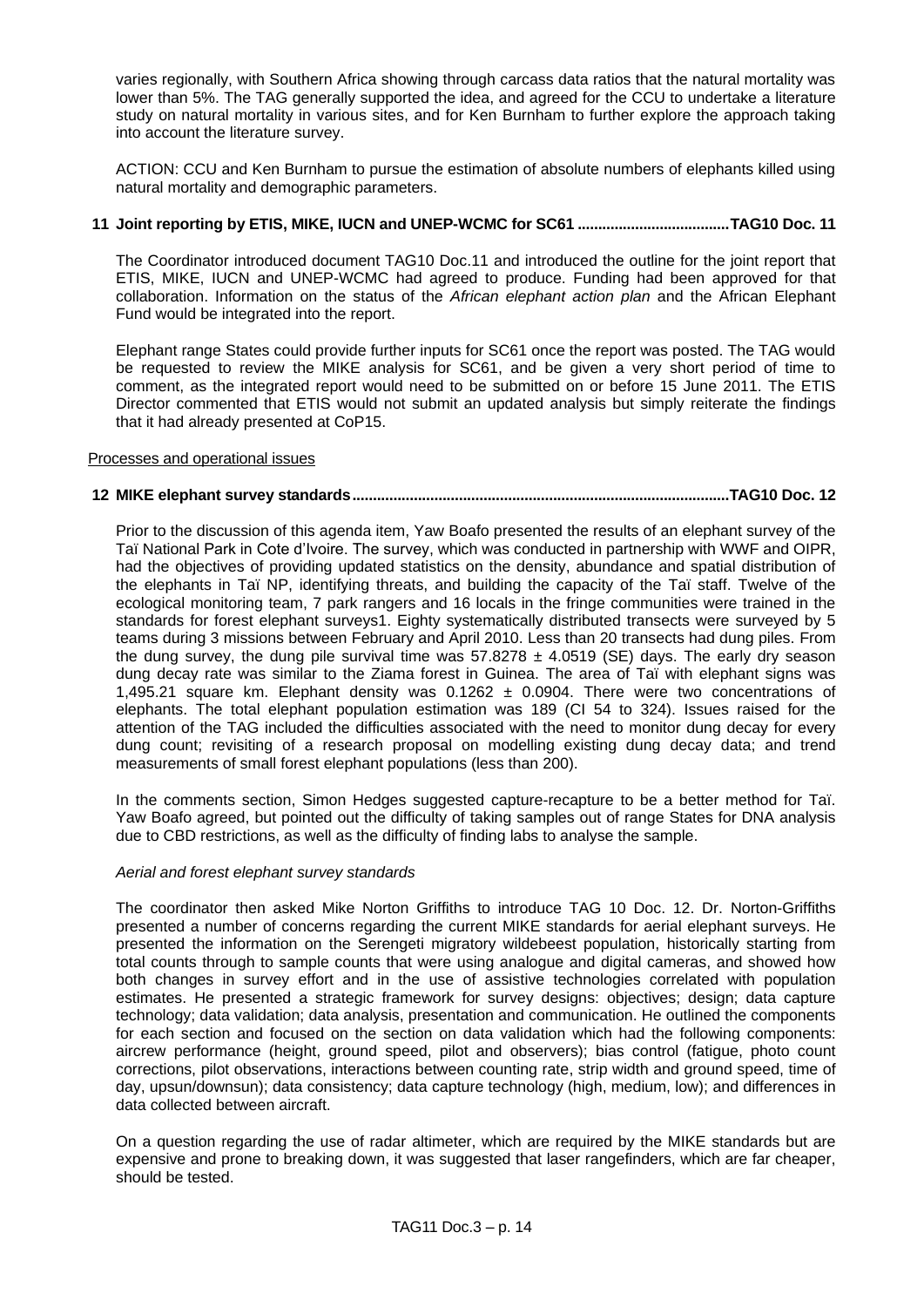varies regionally, with Southern Africa showing through carcass data ratios that the natural mortality was lower than 5%. The TAG generally supported the idea, and agreed for the CCU to undertake a literature study on natural mortality in various sites, and for Ken Burnham to further explore the approach taking into account the literature survey.

ACTION: CCU and Ken Burnham to pursue the estimation of absolute numbers of elephants killed using natural mortality and demographic parameters.

**11 Joint reporting by ETIS, MIKE, IUCN and UNEP-WCMC for SC61 .................................... TAG10 Doc. 11**

The Coordinator introduced document TAG10 Doc.11 and introduced the outline for the joint report that ETIS, MIKE, IUCN and UNEP-WCMC had agreed to produce. Funding had been approved for that collaboration. Information on the status of the *African elephant action plan* and the African Elephant Fund would be integrated into the report.

Elephant range States could provide further inputs for SC61 once the report was posted. The TAG would be requested to review the MIKE analysis for SC61, and be given a very short period of time to comment, as the integrated report would need to be submitted on or before 15 June 2011. The ETIS Director commented that ETIS would not submit an updated analysis but simply reiterate the findings that it had already presented at CoP15.

Processes and operational issues

**12 MIKE elephant survey standards ........................................................................................... TAG10 Doc. 12**

Prior to the discussion of this agenda item, Yaw Boafo presented the results of an elephant survey of the Taï National Park in Cote d'Ivoire. The survey, which was conducted in partnership with WWF and OIPR, had the objectives of providing updated statistics on the density, abundance and spatial distribution of the elephants in Taï NP, identifying threats, and building the capacity of the Taï staff. Twelve of the ecological monitoring team, 7 park rangers and 16 locals in the fringe communities were trained in the standards for forest elephant surveys1. Eighty systematically distributed transects were surveyed by 5 teams during 3 missions between February and April 2010. Less than 20 transects had dung piles. From the dung survey, the dung pile survival time was 57.8278 ± 4.0519 (SE) days. The early dry season dung decay rate was similar to the Ziama forest in Guinea. The area of Taï with elephant signs was 1,495.21 square km. Elephant density was 0.1262 ± 0.0904. There were two concentrations of elephants. The total elephant population estimation was 189 (CI 54 to 324). Issues raised for the attention of the TAG included the difficulties associated with the need to monitor dung decay for every dung count; revisiting of a research proposal on modelling existing dung decay data; and trend measurements of small forest elephant populations (less than 200).

In the comments section, Simon Hedges suggested capture-recapture to be a better method for Taï. Yaw Boafo agreed, but pointed out the difficulty of taking samples out of range States for DNA analysis due to CBD restrictions, as well as the difficulty of finding labs to analyse the sample.

*Aerial and forest elephant survey standards*

The coordinator then asked Mike Norton Griffiths to introduce TAG 10 Doc. 12. Dr. Norton-Griffiths presented a number of concerns regarding the current MIKE standards for aerial elephant surveys. He presented the information on the Serengeti migratory wildebeest population, historically starting from total counts through to sample counts that were using analogue and digital cameras, and showed how both changes in survey effort and in the use of assistive technologies correlated with population estimates. He presented a strategic framework for survey designs: objectives; design; data capture technology; data validation; data analysis, presentation and communication. He outlined the components for each section and focused on the section on data validation which had the following components: aircrew performance (height, ground speed, pilot and observers); bias control (fatigue, photo count corrections, pilot observations, interactions between counting rate, strip width and ground speed, time of day, upsun/downsun); data consistency; data capture technology (high, medium, low); and differences in data collected between aircraft.

On a question regarding the use of radar altimeter, which are required by the MIKE standards but are expensive and prone to breaking down, it was suggested that laser rangefinders, which are far cheaper, should be tested.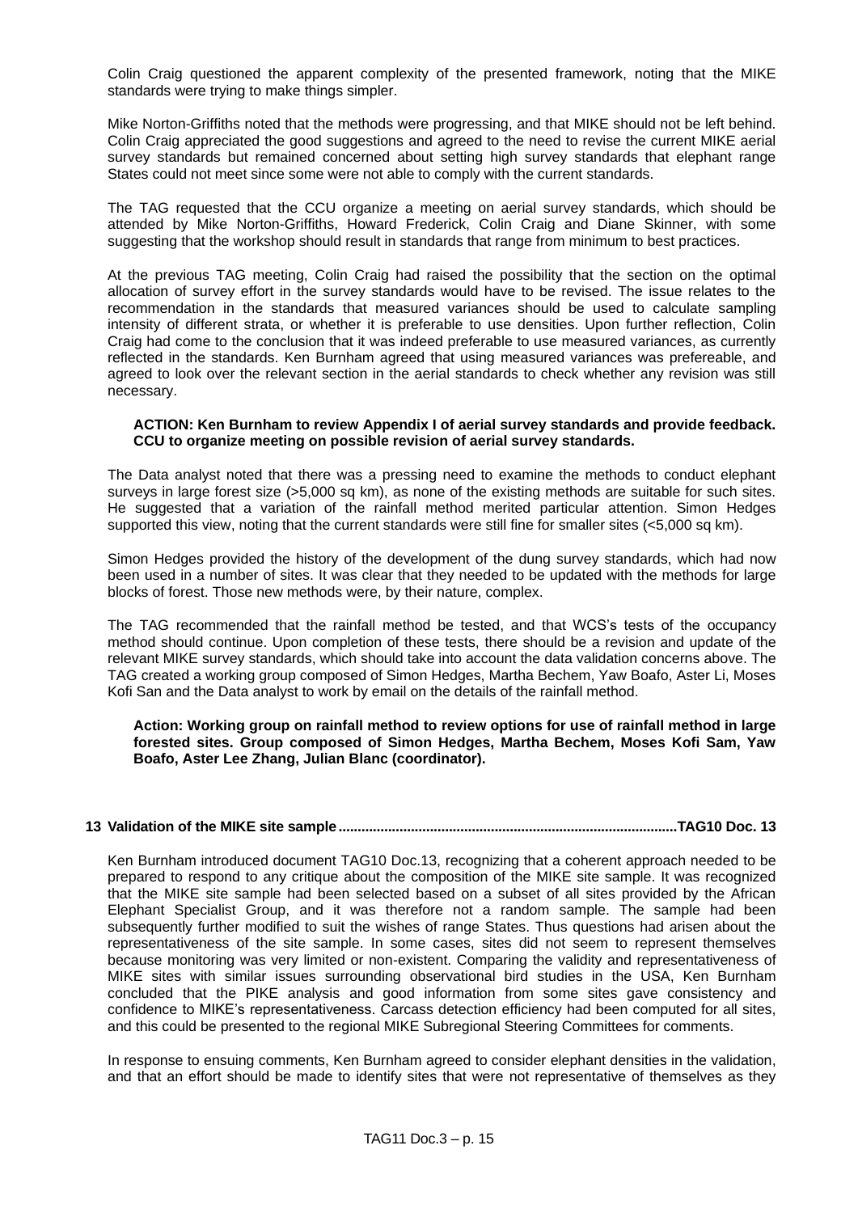Colin Craig questioned the apparent complexity of the presented framework, noting that the MIKE standards were trying to make things simpler.

Mike Norton-Griffiths noted that the methods were progressing, and that MIKE should not be left behind. Colin Craig appreciated the good suggestions and agreed to the need to revise the current MIKE aerial survey standards but remained concerned about setting high survey standards that elephant range States could not meet since some were not able to comply with the current standards.

The TAG requested that the CCU organize a meeting on aerial survey standards, which should be attended by Mike Norton-Griffiths, Howard Frederick, Colin Craig and Diane Skinner, with some suggesting that the workshop should result in standards that range from minimum to best practices.

At the previous TAG meeting, Colin Craig had raised the possibility that the section on the optimal allocation of survey effort in the survey standards would have to be revised. The issue relates to the recommendation in the standards that measured variances should be used to calculate sampling intensity of different strata, or whether it is preferable to use densities. Upon further reflection, Colin Craig had come to the conclusion that it was indeed preferable to use measured variances, as currently reflected in the standards. Ken Burnham agreed that using measured variances was prefereable, and agreed to look over the relevant section in the aerial standards to check whether any revision was still necessary.

> **ACTION: Ken Burnham to review Appendix I of aerial survey standards and provide feedback. CCU to organize meeting on possible revision of aerial survey standards.**

The Data analyst noted that there was a pressing need to examine the methods to conduct elephant surveys in large forest size (>5,000 sq km), as none of the existing methods are suitable for such sites. He suggested that a variation of the rainfall method merited particular attention. Simon Hedges supported this view, noting that the current standards were still fine for smaller sites (<5,000 sq km).

Simon Hedges provided the history of the development of the dung survey standards, which had now been used in a number of sites. It was clear that they needed to be updated with the methods for large blocks of forest. Those new methods were, by their nature, complex.

The TAG recommended that the rainfall method be tested, and that WCS's tests of the occupancy method should continue. Upon completion of these tests, there should be a revision and update of the relevant MIKE survey standards, which should take into account the data validation concerns above. The TAG created a working group composed of Simon Hedges, Martha Bechem, Yaw Boafo, Aster Li, Moses Kofi San and the Data analyst to work by email on the details of the rainfall method.

> **Action: Working group on rainfall method to review options for use of rainfall method in large forested sites. Group composed of Simon Hedges, Martha Bechem, Moses Kofi Sam, Yaw Boafo, Aster Lee Zhang, Julian Blanc (coordinator).**

## 13 Validation of the MIKE site sample ........................................................................................ TAG10 Doc. 13

Ken Burnham introduced document TAG10 Doc.13, recognizing that a coherent approach needed to be prepared to respond to any critique about the composition of the MIKE site sample. It was recognized that the MIKE site sample had been selected based on a subset of all sites provided by the African Elephant Specialist Group, and it was therefore not a random sample. The sample had been subsequently further modified to suit the wishes of range States. Thus questions had arisen about the representativeness of the site sample. In some cases, sites did not seem to represent themselves because monitoring was very limited or non-existent. Comparing the validity and representativeness of MIKE sites with similar issues surrounding observational bird studies in the USA, Ken Burnham concluded that the PIKE analysis and good information from some sites gave consistency and confidence to MIKE's representativeness. Carcass detection efficiency had been computed for all sites, and this could be presented to the regional MIKE Subregional Steering Committees for comments.

In response to ensuing comments, Ken Burnham agreed to consider elephant densities in the validation, and that an effort should be made to identify sites that were not representative of themselves as they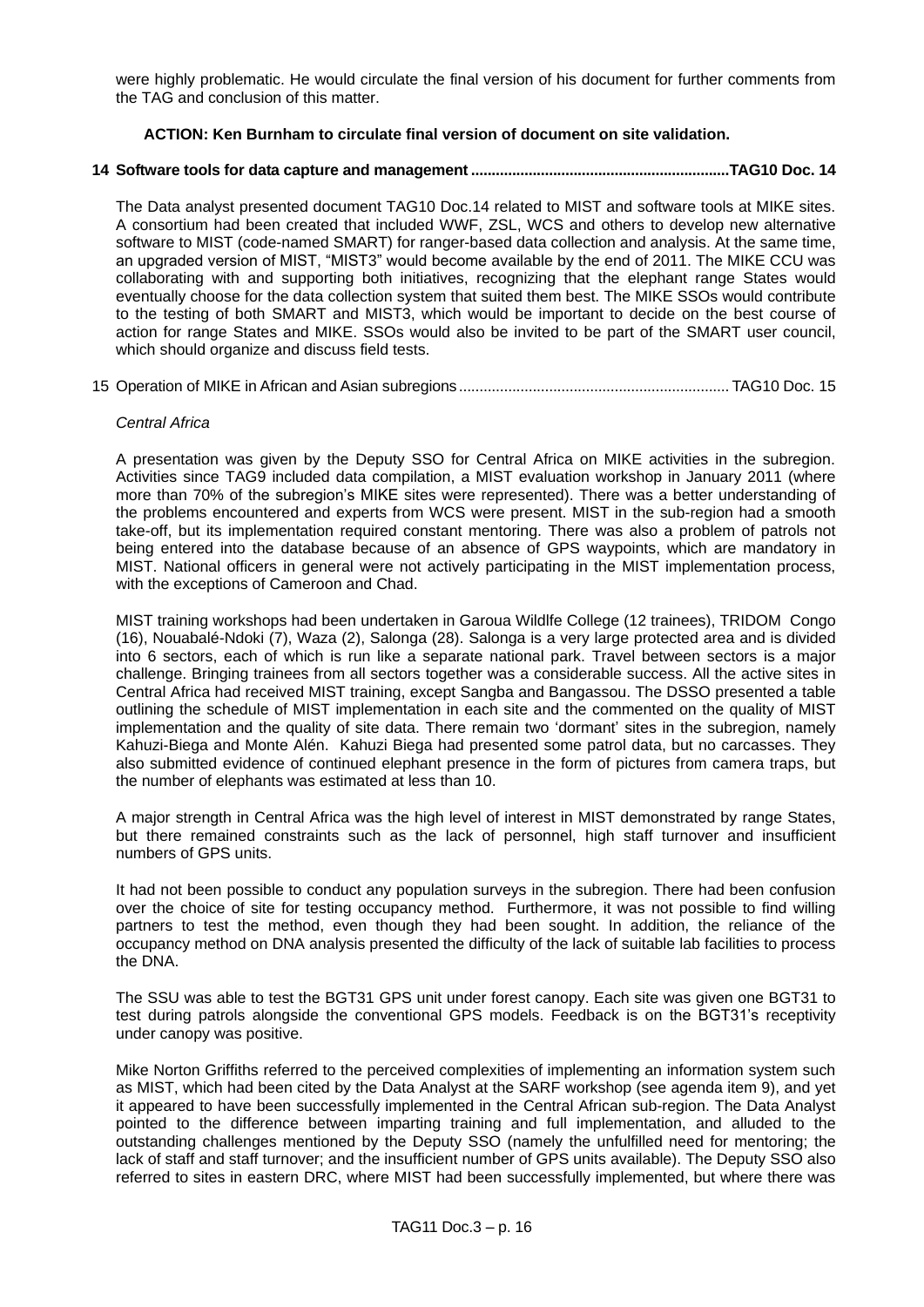were highly problematic. He would circulate the final version of his document for further comments from the TAG and conclusion of this matter.

**ACTION: Ken Burnham to circulate final version of document on site validation.**

## 14 Software tools for data capture and management ..............................................................TAG10 Doc. 14

The Data analyst presented document TAG10 Doc.14 related to MIST and software tools at MIKE sites. A consortium had been created that included WWF, ZSL, WCS and others to develop new alternative software to MIST (code-named SMART) for ranger-based data collection and analysis. At the same time, an upgraded version of MIST, "MIST3" would become available by the end of 2011. The MIKE CCU was collaborating with and supporting both initiatives, recognizing that the elephant range States would eventually choose for the data collection system that suited them best. The MIKE SSOs would contribute to the testing of both SMART and MIST3, which would be important to decide on the best course of action for range States and MIKE. SSOs would also be invited to be part of the SMART user council, which should organize and discuss field tests.

## 15 Operation of MIKE in African and Asian subregions .................................................................TAG10 Doc. 15

*Central Africa*

A presentation was given by the Deputy SSO for Central Africa on MIKE activities in the subregion. Activities since TAG9 included data compilation, a MIST evaluation workshop in January 2011 (where more than 70% of the subregion's MIKE sites were represented). There was a better understanding of the problems encountered and experts from WCS were present. MIST in the sub-region had a smooth take-off, but its implementation required constant mentoring. There was also a problem of patrols not being entered into the database because of an absence of GPS waypoints, which are mandatory in MIST. National officers in general were not actively participating in the MIST implementation process, with the exceptions of Cameroon and Chad.

MIST training workshops had been undertaken in Garoua Wildlfe College (12 trainees), TRIDOM Congo (16), Nouabalé-Ndoki (7), Waza (2), Salonga (28). Salonga is a very large protected area and is divided into 6 sectors, each of which is run like a separate national park. Travel between sectors is a major challenge. Bringing trainees from all sectors together was a considerable success. All the active sites in Central Africa had received MIST training, except Sangba and Bangassou. The DSSO presented a table outlining the schedule of MIST implementation in each site and the commented on the quality of MIST implementation and the quality of site data. There remain two 'dormant' sites in the subregion, namely Kahuzi-Biega and Monte Alén. Kahuzi Biega had presented some patrol data, but no carcasses. They also submitted evidence of continued elephant presence in the form of pictures from camera traps, but the number of elephants was estimated at less than 10.

A major strength in Central Africa was the high level of interest in MIST demonstrated by range States, but there remained constraints such as the lack of personnel, high staff turnover and insufficient numbers of GPS units.

It had not been possible to conduct any population surveys in the subregion. There had been confusion over the choice of site for testing occupancy method. Furthermore, it was not possible to find willing partners to test the method, even though they had been sought. In addition, the reliance of the occupancy method on DNA analysis presented the difficulty of the lack of suitable lab facilities to process the DNA.

The SSU was able to test the BGT31 GPS unit under forest canopy. Each site was given one BGT31 to test during patrols alongside the conventional GPS models. Feedback is on the BGT31's receptivity under canopy was positive.

Mike Norton Griffiths referred to the perceived complexities of implementing an information system such as MIST, which had been cited by the Data Analyst at the SARF workshop (see agenda item 9), and yet it appeared to have been successfully implemented in the Central African sub-region. The Data Analyst pointed to the difference between imparting training and full implementation, and alluded to the outstanding challenges mentioned by the Deputy SSO (namely the unfulfilled need for mentoring; the lack of staff and staff turnover; and the insufficient number of GPS units available). The Deputy SSO also referred to sites in eastern DRC, where MIST had been successfully implemented, but where there was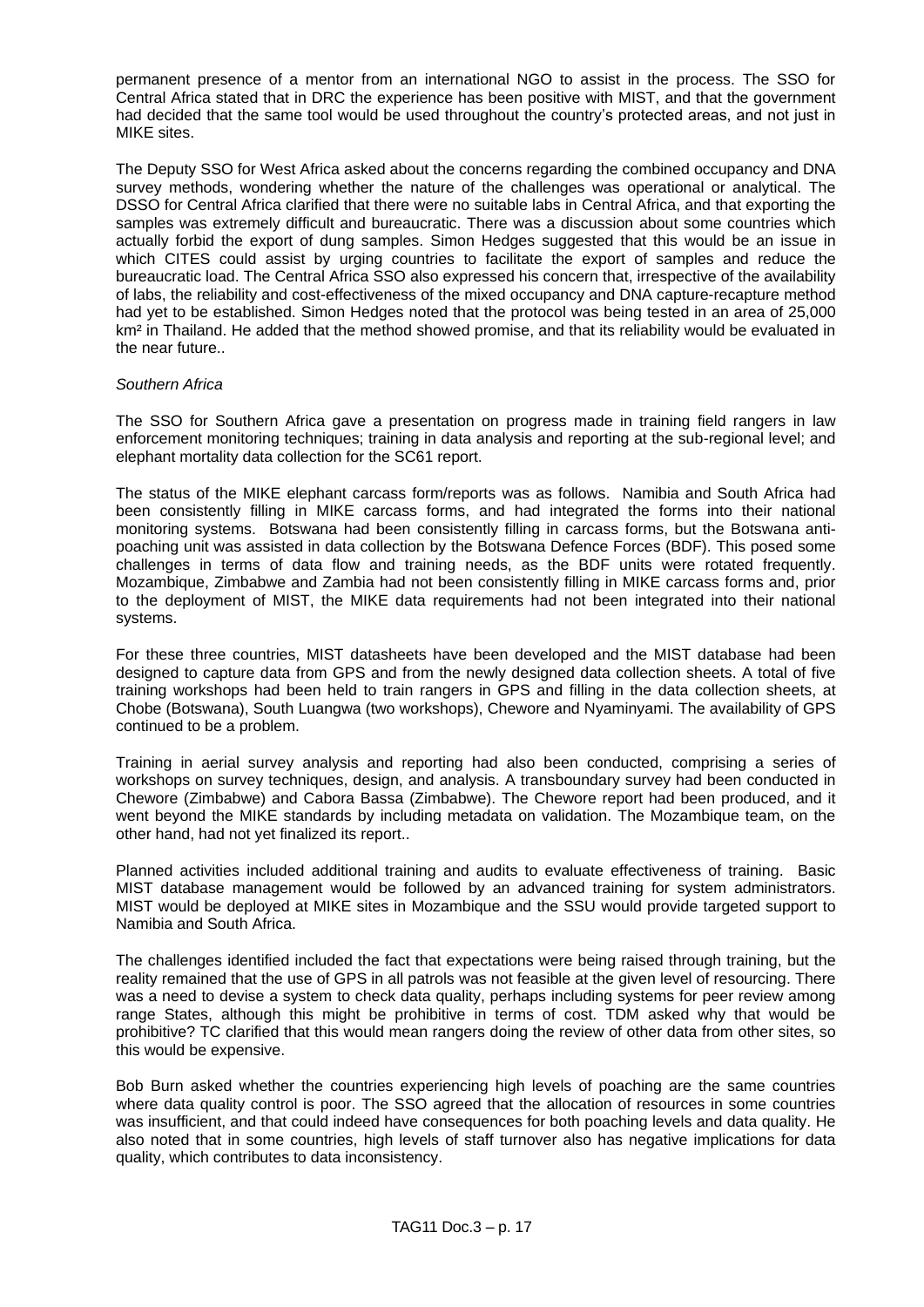permanent presence of a mentor from an international NGO to assist in the process. The SSO for Central Africa stated that in DRC the experience has been positive with MIST, and that the government had decided that the same tool would be used throughout the country's protected areas, and not just in MIKE sites.

The Deputy SSO for West Africa asked about the concerns regarding the combined occupancy and DNA survey methods, wondering whether the nature of the challenges was operational or analytical. The DSSO for Central Africa clarified that there were no suitable labs in Central Africa, and that exporting the samples was extremely difficult and bureaucratic. There was a discussion about some countries which actually forbid the export of dung samples. Simon Hedges suggested that this would be an issue in which CITES could assist by urging countries to facilitate the export of samples and reduce the bureaucratic load. The Central Africa SSO also expressed his concern that, irrespective of the availability of labs, the reliability and cost-effectiveness of the mixed occupancy and DNA capture-recapture method had yet to be established. Simon Hedges noted that the protocol was being tested in an area of 25,000 km² in Thailand. He added that the method showed promise, and that its reliability would be evaluated in the near future..

*Southern Africa*

The SSO for Southern Africa gave a presentation on progress made in training field rangers in law enforcement monitoring techniques; training in data analysis and reporting at the sub-regional level; and elephant mortality data collection for the SC61 report.

The status of the MIKE elephant carcass form/reports was as follows. Namibia and South Africa had been consistently filling in MIKE carcass forms, and had integrated the forms into their national monitoring systems. Botswana had been consistently filling in carcass forms, but the Botswana anti-poaching unit was assisted in data collection by the Botswana Defence Forces (BDF). This posed some challenges in terms of data flow and training needs, as the BDF units were rotated frequently. Mozambique, Zimbabwe and Zambia had not been consistently filling in MIKE carcass forms and, prior to the deployment of MIST, the MIKE data requirements had not been integrated into their national systems.

For these three countries, MIST datasheets have been developed and the MIST database had been designed to capture data from GPS and from the newly designed data collection sheets. A total of five training workshops had been held to train rangers in GPS and filling in the data collection sheets, at Chobe (Botswana), South Luangwa (two workshops), Chewore and Nyaminyami. The availability of GPS continued to be a problem.

Training in aerial survey analysis and reporting had also been conducted, comprising a series of workshops on survey techniques, design, and analysis. A transboundary survey had been conducted in Chewore (Zimbabwe) and Cabora Bassa (Zimbabwe). The Chewore report had been produced, and it went beyond the MIKE standards by including metadata on validation. The Mozambique team, on the other hand, had not yet finalized its report..

Planned activities included additional training and audits to evaluate effectiveness of training. Basic MIST database management would be followed by an advanced training for system administrators. MIST would be deployed at MIKE sites in Mozambique and the SSU would provide targeted support to Namibia and South Africa.

The challenges identified included the fact that expectations were being raised through training, but the reality remained that the use of GPS in all patrols was not feasible at the given level of resourcing. There was a need to devise a system to check data quality, perhaps including systems for peer review among range States, although this might be prohibitive in terms of cost. TDM asked why that would be prohibitive? TC clarified that this would mean rangers doing the review of other data from other sites, so this would be expensive.

Bob Burn asked whether the countries experiencing high levels of poaching are the same countries where data quality control is poor. The SSO agreed that the allocation of resources in some countries was insufficient, and that could indeed have consequences for both poaching levels and data quality. He also noted that in some countries, high levels of staff turnover also has negative implications for data quality, which contributes to data inconsistency.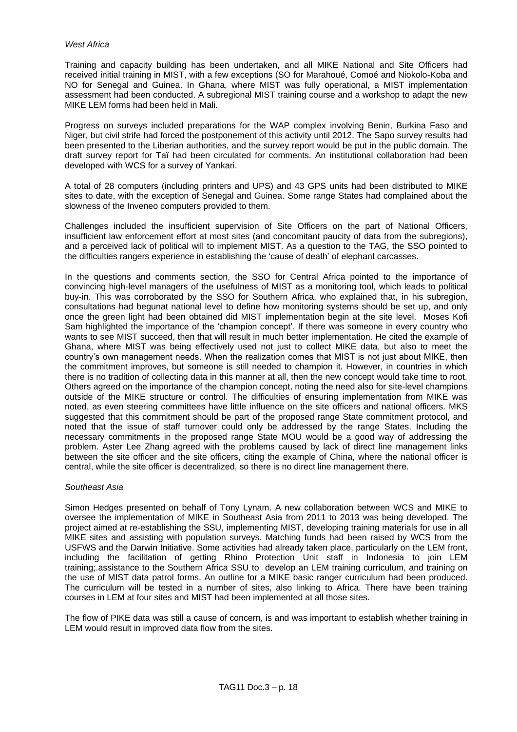*West Africa*

Training and capacity building has been undertaken, and all MIKE National and Site Officers had received initial training in MIST, with a few exceptions (SO for Marahoué, Comoé and Niokolo-Koba and NO for Senegal and Guinea. In Ghana, where MIST was fully operational, a MIST implementation assessment had been conducted. A subregional MIST training course and a workshop to adapt the new MIKE LEM forms had been held in Mali.

Progress on surveys included preparations for the WAP complex involving Benin, Burkina Faso and Niger, but civil strife had forced the postponement of this activity until 2012. The Sapo survey results had been presented to the Liberian authorities, and the survey report would be put in the public domain. The draft survey report for Taï had been circulated for comments. An institutional collaboration had been developed with WCS for a survey of Yankari.

A total of 28 computers (including printers and UPS) and 43 GPS units had been distributed to MIKE sites to date, with the exception of Senegal and Guinea. Some range States had complained about the slowness of the Inveneo computers provided to them.

Challenges included the insufficient supervision of Site Officers on the part of National Officers, insufficient law enforcement effort at most sites (and concomitant paucity of data from the subregions), and a perceived lack of political will to implement MIST. As a question to the TAG, the SSO pointed to the difficulties rangers experience in establishing the 'cause of death' of elephant carcasses.

In the questions and comments section, the SSO for Central Africa pointed to the importance of convincing high-level managers of the usefulness of MIST as a monitoring tool, which leads to political buy-in. This was corroborated by the SSO for Southern Africa, who explained that, in his subregion, consultations had begunat national level to define how monitoring systems should be set up, and only once the green light had been obtained did MIST implementation begin at the site level. Moses Kofi Sam highlighted the importance of the 'champion concept'. If there was someone in every country who wants to see MIST succeed, then that will result in much better implementation. He cited the example of Ghana, where MIST was being effectively used not just to collect MIKE data, but also to meet the country's own management needs. When the realization comes that MIST is not just about MIKE, then the commitment improves, but someone is still needed to champion it. However, in countries in which there is no tradition of collecting data in this manner at all, then the new concept would take time to root. Others agreed on the importance of the champion concept, noting the need also for site-level champions outside of the MIKE structure or control. The difficulties of ensuring implementation from MIKE was noted, as even steering committees have little influence on the site officers and national officers. MKS suggested that this commitment should be part of the proposed range State commitment protocol, and noted that the issue of staff turnover could only be addressed by the range States. Including the necessary commitments in the proposed range State MOU would be a good way of addressing the problem. Aster Lee Zhang agreed with the problems caused by lack of direct line management links between the site officer and the site officers, citing the example of China, where the national officer is central, while the site officer is decentralized, so there is no direct line management there.

*Southeast Asia*

Simon Hedges presented on behalf of Tony Lynam. A new collaboration between WCS and MIKE to oversee the implementation of MIKE in Southeast Asia from 2011 to 2013 was being developed. The project aimed at re-establishing the SSU, implementing MIST, developing training materials for use in all MIKE sites and assisting with population surveys. Matching funds had been raised by WCS from the USFWS and the Darwin Initiative. Some activities had already taken place, particularly on the LEM front, including the facilitation of getting Rhino Protection Unit staff in Indonesia to join LEM training;.assistance to the Southern Africa SSU to develop an LEM training curriculum, and training on the use of MIST data patrol forms. An outline for a MIKE basic ranger curriculum had been produced. The curriculum will be tested in a number of sites, also linking to Africa. There have been training courses in LEM at four sites and MIST had been implemented at all those sites.

The flow of PIKE data was still a cause of concern, is and was important to establish whether training in LEM would result in improved data flow from the sites.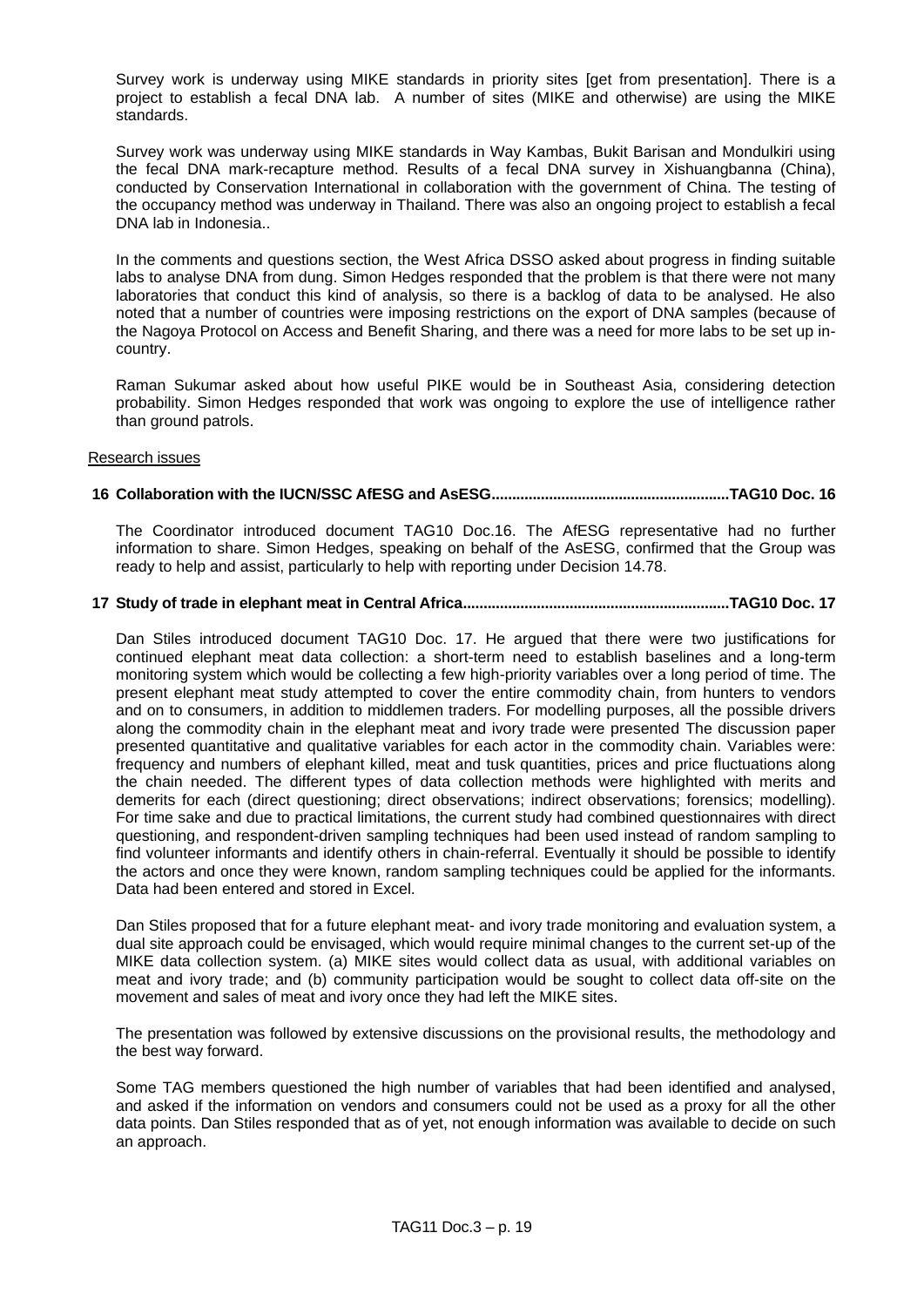Survey work is underway using MIKE standards in priority sites [get from presentation]. There is a project to establish a fecal DNA lab.  A number of sites (MIKE and otherwise) are using the MIKE standards.

Survey work was underway using MIKE standards in Way Kambas, Bukit Barisan and Mondulkiri using the fecal DNA mark-recapture method. Results of a fecal DNA survey in Xishuangbanna (China), conducted by Conservation International in collaboration with the government of China. The testing of the occupancy method was underway in Thailand. There was also an ongoing project to establish a fecal DNA lab in Indonesia..

In the comments and questions section, the West Africa DSSO asked about progress in finding suitable labs to analyse DNA from dung. Simon Hedges responded that the problem is that there were not many laboratories that conduct this kind of analysis, so there is a backlog of data to be analysed. He also noted that a number of countries were imposing restrictions on the export of DNA samples (because of the Nagoya Protocol on Access and Benefit Sharing, and there was a need for more labs to be set up in-country.

Raman Sukumar asked about how useful PIKE would be in Southeast Asia, considering detection probability. Simon Hedges responded that work was ongoing to explore the use of intelligence rather than ground patrols.

Research issues

**16 Collaboration with the IUCN/SSC AfESG and AsESG..........................................................TAG10 Doc. 16**

The Coordinator introduced document TAG10 Doc.16. The AfESG representative had no further information to share. Simon Hedges, speaking on behalf of the AsESG, confirmed that the Group was ready to help and assist, particularly to help with reporting under Decision 14.78.

**17 Study of trade in elephant meat in Central Africa................................................................TAG10 Doc. 17**

Dan Stiles introduced document TAG10 Doc. 17. He argued that there were two justifications for continued elephant meat data collection: a short-term need to establish baselines and a long-term monitoring system which would be collecting a few high-priority variables over a long period of time. The present elephant meat study attempted to cover the entire commodity chain, from hunters to vendors and on to consumers, in addition to middlemen traders. For modelling purposes, all the possible drivers along the commodity chain in the elephant meat and ivory trade were presented The discussion paper presented quantitative and qualitative variables for each actor in the commodity chain. Variables were: frequency and numbers of elephant killed, meat and tusk quantities, prices and price fluctuations along the chain needed. The different types of data collection methods were highlighted with merits and demerits for each (direct questioning; direct observations; indirect observations; forensics; modelling). For time sake and due to practical limitations, the current study had combined questionnaires with direct questioning, and respondent-driven sampling techniques had been used instead of random sampling to find volunteer informants and identify others in chain-referral. Eventually it should be possible to identify the actors and once they were known, random sampling techniques could be applied for the informants. Data had been entered and stored in Excel.

Dan Stiles proposed that for a future elephant meat- and ivory trade monitoring and evaluation system, a dual site approach could be envisaged, which would require minimal changes to the current set-up of the MIKE data collection system. (a) MIKE sites would collect data as usual, with additional variables on meat and ivory trade; and (b) community participation would be sought to collect data off-site on the movement and sales of meat and ivory once they had left the MIKE sites.

The presentation was followed by extensive discussions on the provisional results, the methodology and the best way forward.

Some TAG members questioned the high number of variables that had been identified and analysed, and asked if the information on vendors and consumers could not be used as a proxy for all the other data points. Dan Stiles responded that as of yet, not enough information was available to decide on such an approach.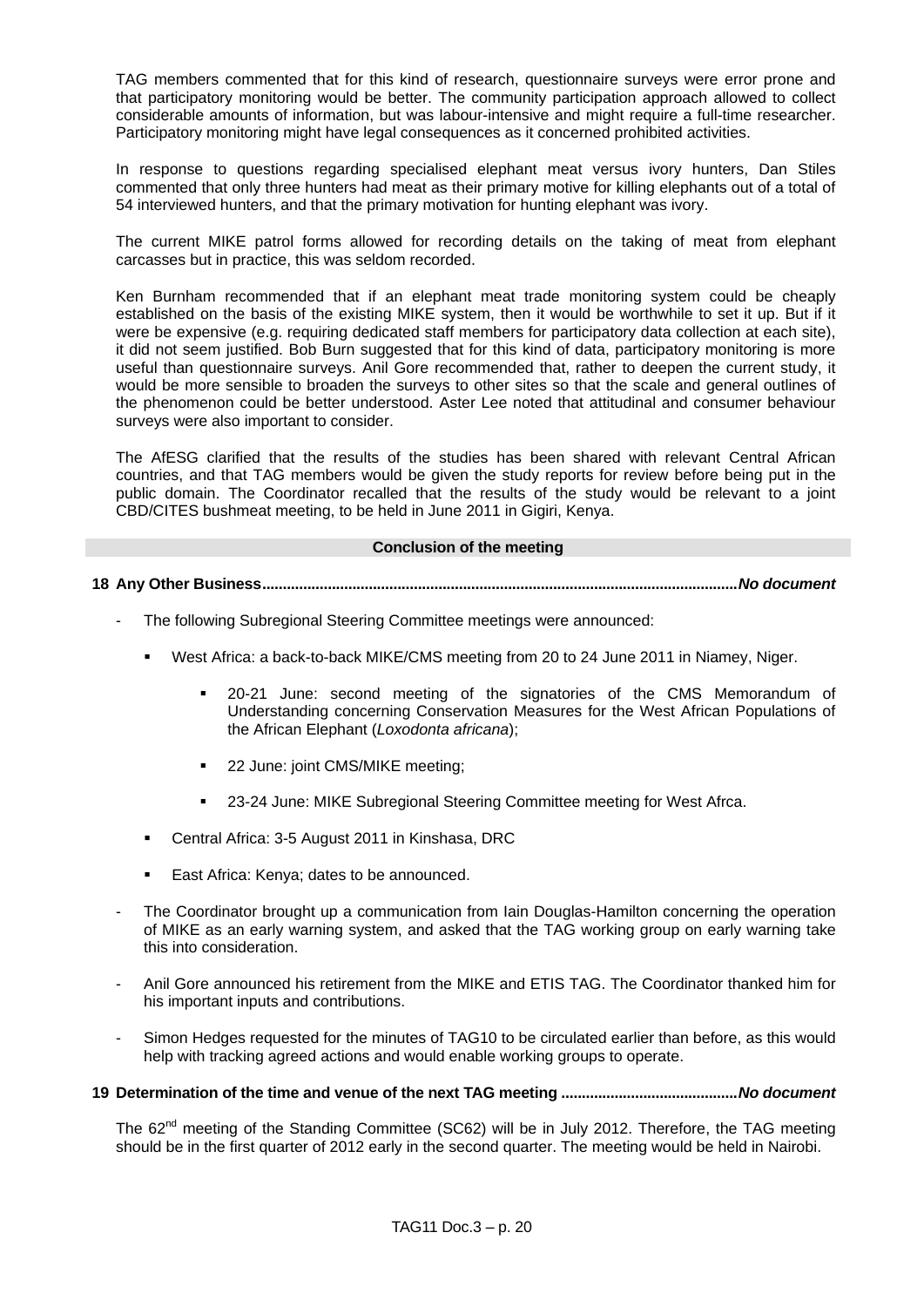TAG members commented that for this kind of research, questionnaire surveys were error prone and that participatory monitoring would be better. The community participation approach allowed to collect considerable amounts of information, but was labour-intensive and might require a full-time researcher. Participatory monitoring might have legal consequences as it concerned prohibited activities.

In response to questions regarding specialised elephant meat versus ivory hunters, Dan Stiles commented that only three hunters had meat as their primary motive for killing elephants out of a total of 54 interviewed hunters, and that the primary motivation for hunting elephant was ivory.

The current MIKE patrol forms allowed for recording details on the taking of meat from elephant carcasses but in practice, this was seldom recorded.

Ken Burnham recommended that if an elephant meat trade monitoring system could be cheaply established on the basis of the existing MIKE system, then it would be worthwhile to set it up. But if it were be expensive (e.g. requiring dedicated staff members for participatory data collection at each site), it did not seem justified. Bob Burn suggested that for this kind of data, participatory monitoring is more useful than questionnaire surveys. Anil Gore recommended that, rather to deepen the current study, it would be more sensible to broaden the surveys to other sites so that the scale and general outlines of the phenomenon could be better understood. Aster Lee noted that attitudinal and consumer behaviour surveys were also important to consider.

The AfESG clarified that the results of the studies has been shared with relevant Central African countries, and that TAG members would be given the study reports for review before being put in the public domain. The Coordinator recalled that the results of the study would be relevant to a joint CBD/CITES bushmeat meeting, to be held in June 2011 in Gigiri, Kenya.

## Conclusion of the meeting

**18 Any Other Business..................................................................................................................*No document***

- The following Subregional Steering Committee meetings were announced:
  - West Africa: a back-to-back MIKE/CMS meeting from 20 to 24 June 2011 in Niamey, Niger.
    - 20-21 June: second meeting of the signatories of the CMS Memorandum of Understanding concerning Conservation Measures for the West African Populations of the African Elephant (*Loxodonta africana*);
    - 22 June: joint CMS/MIKE meeting;
    - 23-24 June: MIKE Subregional Steering Committee meeting for West Afrca.
  - Central Africa: 3-5 August 2011 in Kinshasa, DRC
  - East Africa: Kenya; dates to be announced.
- The Coordinator brought up a communication from Iain Douglas-Hamilton concerning the operation of MIKE as an early warning system, and asked that the TAG working group on early warning take this into consideration.
- Anil Gore announced his retirement from the MIKE and ETIS TAG. The Coordinator thanked him for his important inputs and contributions.
- Simon Hedges requested for the minutes of TAG10 to be circulated earlier than before, as this would help with tracking agreed actions and would enable working groups to operate.

**19 Determination of the time and venue of the next TAG meeting ..........................................*No document***

The 62[nd] meeting of the Standing Committee (SC62) will be in July 2012. Therefore, the TAG meeting should be in the first quarter of 2012 early in the second quarter. The meeting would be held in Nairobi.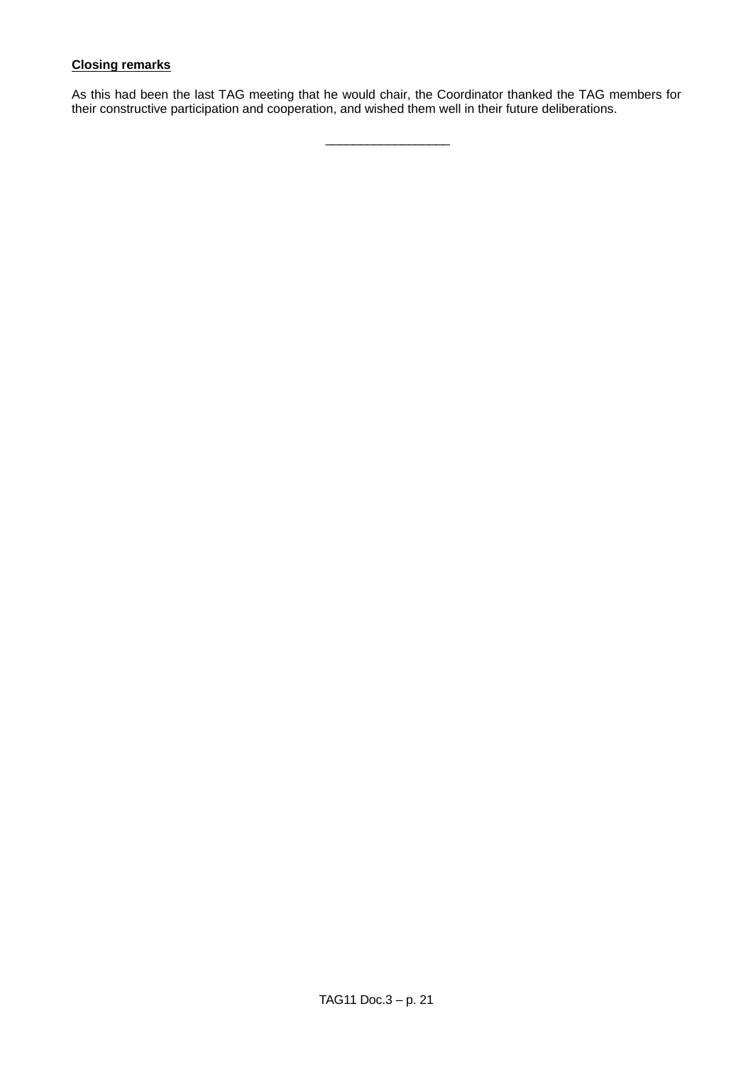**Closing remarks**

As this had been the last TAG meeting that he would chair, the Coordinator thanked the TAG members for their constructive participation and cooperation, and wished them well in their future deliberations.

\_\_\_\_\_\_\_\_\_\_\_\_\_\_\_\_\_\_